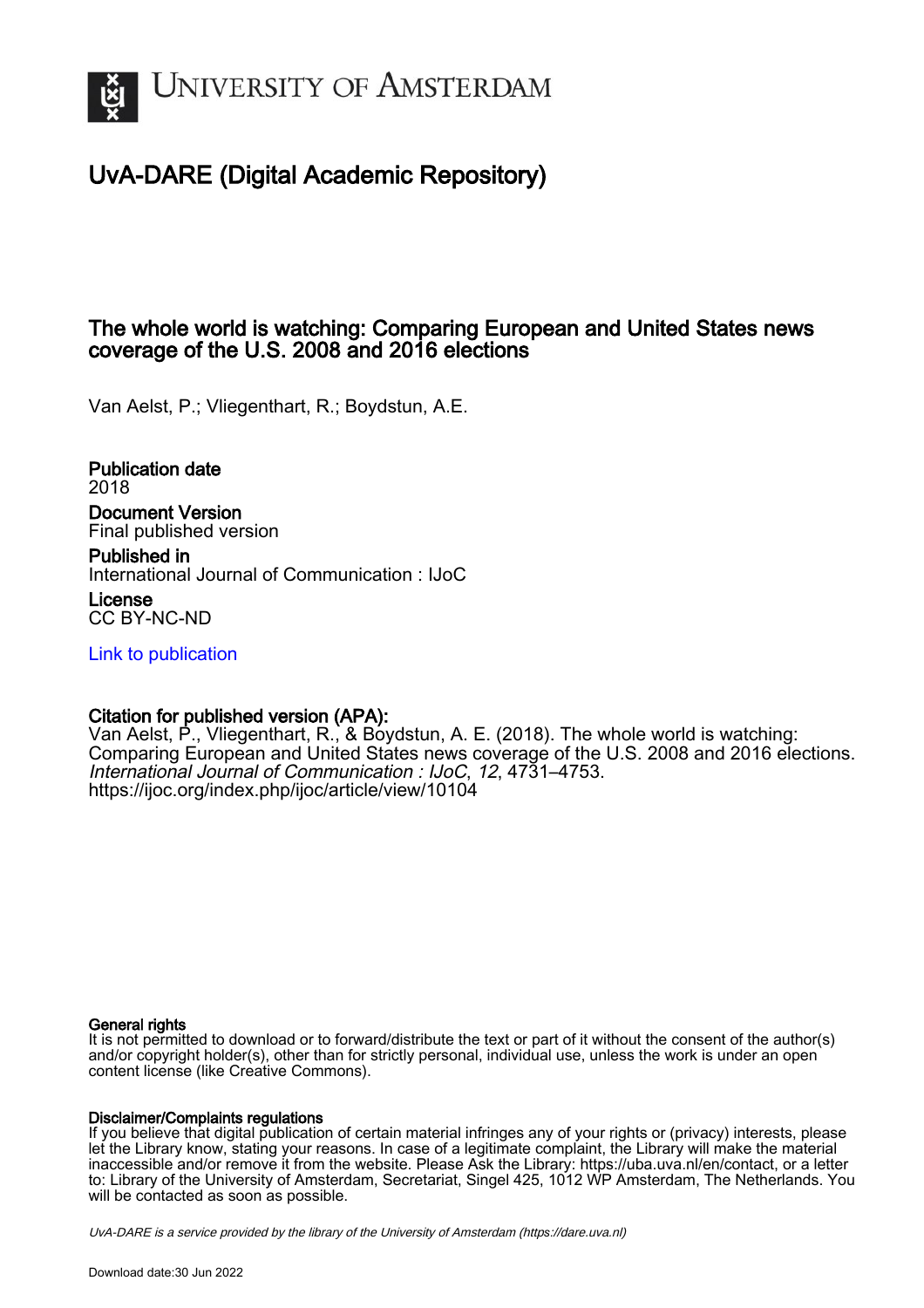UNIVERSITY OF AMSTERDAM

# UvA-DARE (Digital Academic Repository)

## The whole world is watching: Comparing European and United States news coverage of the U.S. 2008 and 2016 elections

Van Aelst, P.; Vliegenthart, R.; Boydstun, A.E.

**Publication date**
2018

**Document Version**
Final published version

**Published in**
International Journal of Communication : IJoC

**License**
CC BY-NC-ND

Link to publication

**Citation for published version (APA):**
Van Aelst, P., Vliegenthart, R., & Boydstun, A. E. (2018). The whole world is watching: Comparing European and United States news coverage of the U.S. 2008 and 2016 elections. *International Journal of Communication : IJoC*, *12*, 4731–4753. https://ijoc.org/index.php/ijoc/article/view/10104

**General rights**
It is not permitted to download or to forward/distribute the text or part of it without the consent of the author(s) and/or copyright holder(s), other than for strictly personal, individual use, unless the work is under an open content license (like Creative Commons).

**Disclaimer/Complaints regulations**
If you believe that digital publication of certain material infringes any of your rights or (privacy) interests, please let the Library know, stating your reasons. In case of a legitimate complaint, the Library will make the material inaccessible and/or remove it from the website. Please Ask the Library: https://uba.uva.nl/en/contact, or a letter to: Library of the University of Amsterdam, Secretariat, Singel 425, 1012 WP Amsterdam, The Netherlands. You will be contacted as soon as possible.

UvA-DARE is a service provided by the library of the University of Amsterdam (https://dare.uva.nl)

Download date:30 Jun 2022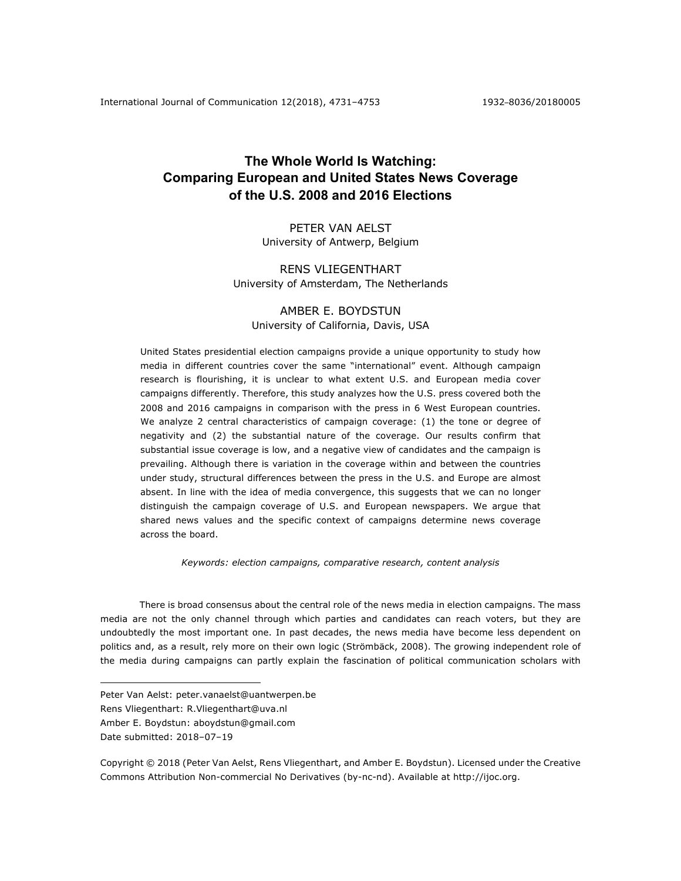# The Whole World Is Watching: Comparing European and United States News Coverage of the U.S. 2008 and 2016 Elections

PETER VAN AELST
University of Antwerp, Belgium

RENS VLIEGENTHART
University of Amsterdam, The Netherlands

AMBER E. BOYDSTUN
University of California, Davis, USA

United States presidential election campaigns provide a unique opportunity to study how media in different countries cover the same "international" event. Although campaign research is flourishing, it is unclear to what extent U.S. and European media cover campaigns differently. Therefore, this study analyzes how the U.S. press covered both the 2008 and 2016 campaigns in comparison with the press in 6 West European countries. We analyze 2 central characteristics of campaign coverage: (1) the tone or degree of negativity and (2) the substantial nature of the coverage. Our results confirm that substantial issue coverage is low, and a negative view of candidates and the campaign is prevailing. Although there is variation in the coverage within and between the countries under study, structural differences between the press in the U.S. and Europe are almost absent. In line with the idea of media convergence, this suggests that we can no longer distinguish the campaign coverage of U.S. and European newspapers. We argue that shared news values and the specific context of campaigns determine news coverage across the board.

*Keywords: election campaigns, comparative research, content analysis*

There is broad consensus about the central role of the news media in election campaigns. The mass media are not the only channel through which parties and candidates can reach voters, but they are undoubtedly the most important one. In past decades, the news media have become less dependent on politics and, as a result, rely more on their own logic (Strömbäck, 2008). The growing independent role of the media during campaigns can partly explain the fascination of political communication scholars with

---

Peter Van Aelst: peter.vanaelst@uantwerpen.be
Rens Vliegenthart: R.Vliegenthart@uva.nl
Amber E. Boydstun: aboydstun@gmail.com
Date submitted: 2018–07–19

Copyright © 2018 (Peter Van Aelst, Rens Vliegenthart, and Amber E. Boydstun). Licensed under the Creative Commons Attribution Non-commercial No Derivatives (by-nc-nd). Available at http://ijoc.org.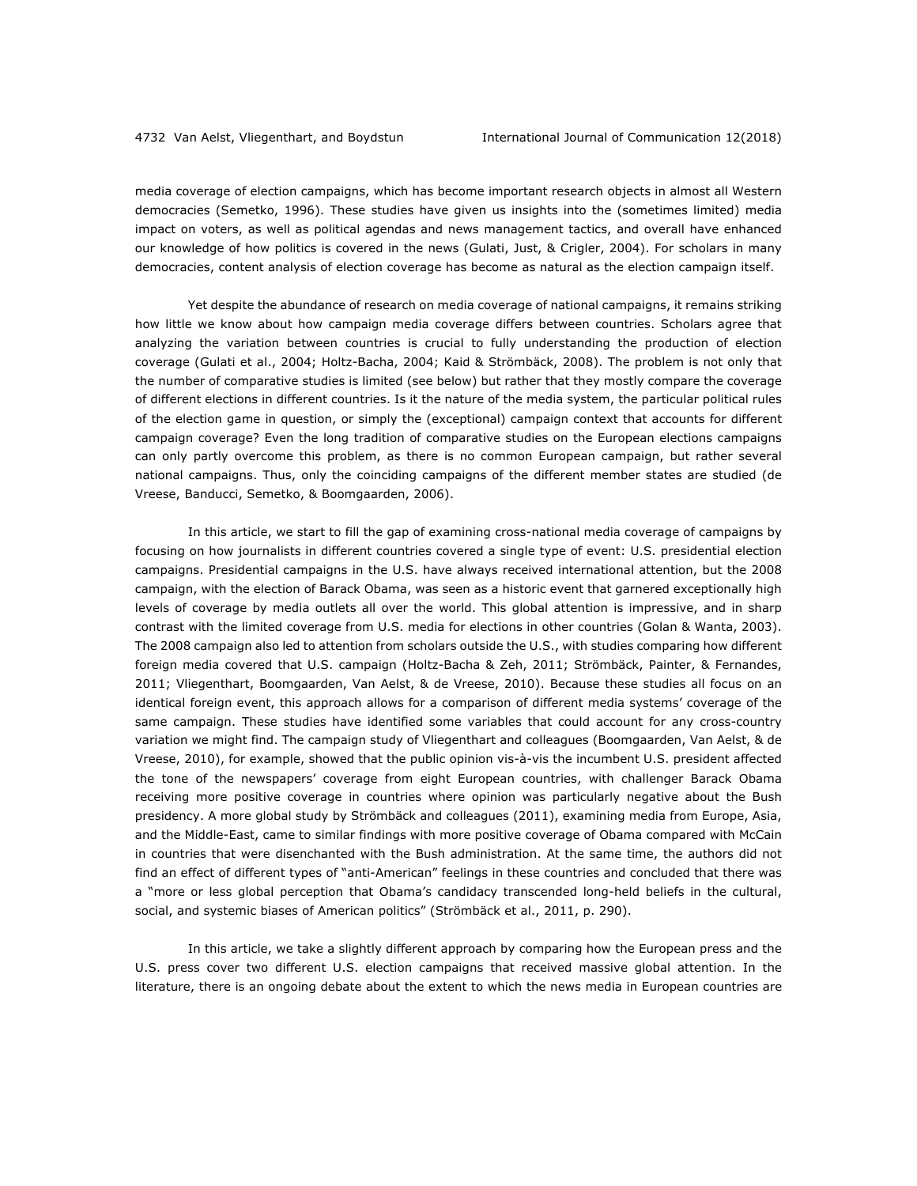media coverage of election campaigns, which has become important research objects in almost all Western democracies (Semetko, 1996). These studies have given us insights into the (sometimes limited) media impact on voters, as well as political agendas and news management tactics, and overall have enhanced our knowledge of how politics is covered in the news (Gulati, Just, & Crigler, 2004). For scholars in many democracies, content analysis of election coverage has become as natural as the election campaign itself.

Yet despite the abundance of research on media coverage of national campaigns, it remains striking how little we know about how campaign media coverage differs between countries. Scholars agree that analyzing the variation between countries is crucial to fully understanding the production of election coverage (Gulati et al., 2004; Holtz-Bacha, 2004; Kaid & Strömbäck, 2008). The problem is not only that the number of comparative studies is limited (see below) but rather that they mostly compare the coverage of different elections in different countries. Is it the nature of the media system, the particular political rules of the election game in question, or simply the (exceptional) campaign context that accounts for different campaign coverage? Even the long tradition of comparative studies on the European elections campaigns can only partly overcome this problem, as there is no common European campaign, but rather several national campaigns. Thus, only the coinciding campaigns of the different member states are studied (de Vreese, Banducci, Semetko, & Boomgaarden, 2006).

In this article, we start to fill the gap of examining cross-national media coverage of campaigns by focusing on how journalists in different countries covered a single type of event: U.S. presidential election campaigns. Presidential campaigns in the U.S. have always received international attention, but the 2008 campaign, with the election of Barack Obama, was seen as a historic event that garnered exceptionally high levels of coverage by media outlets all over the world. This global attention is impressive, and in sharp contrast with the limited coverage from U.S. media for elections in other countries (Golan & Wanta, 2003). The 2008 campaign also led to attention from scholars outside the U.S., with studies comparing how different foreign media covered that U.S. campaign (Holtz-Bacha & Zeh, 2011; Strömbäck, Painter, & Fernandes, 2011; Vliegenthart, Boomgaarden, Van Aelst, & de Vreese, 2010). Because these studies all focus on an identical foreign event, this approach allows for a comparison of different media systems' coverage of the same campaign. These studies have identified some variables that could account for any cross-country variation we might find. The campaign study of Vliegenthart and colleagues (Boomgaarden, Van Aelst, & de Vreese, 2010), for example, showed that the public opinion vis-à-vis the incumbent U.S. president affected the tone of the newspapers' coverage from eight European countries, with challenger Barack Obama receiving more positive coverage in countries where opinion was particularly negative about the Bush presidency. A more global study by Strömbäck and colleagues (2011), examining media from Europe, Asia, and the Middle-East, came to similar findings with more positive coverage of Obama compared with McCain in countries that were disenchanted with the Bush administration. At the same time, the authors did not find an effect of different types of "anti-American" feelings in these countries and concluded that there was a "more or less global perception that Obama's candidacy transcended long-held beliefs in the cultural, social, and systemic biases of American politics" (Strömbäck et al., 2011, p. 290).

In this article, we take a slightly different approach by comparing how the European press and the U.S. press cover two different U.S. election campaigns that received massive global attention. In the literature, there is an ongoing debate about the extent to which the news media in European countries are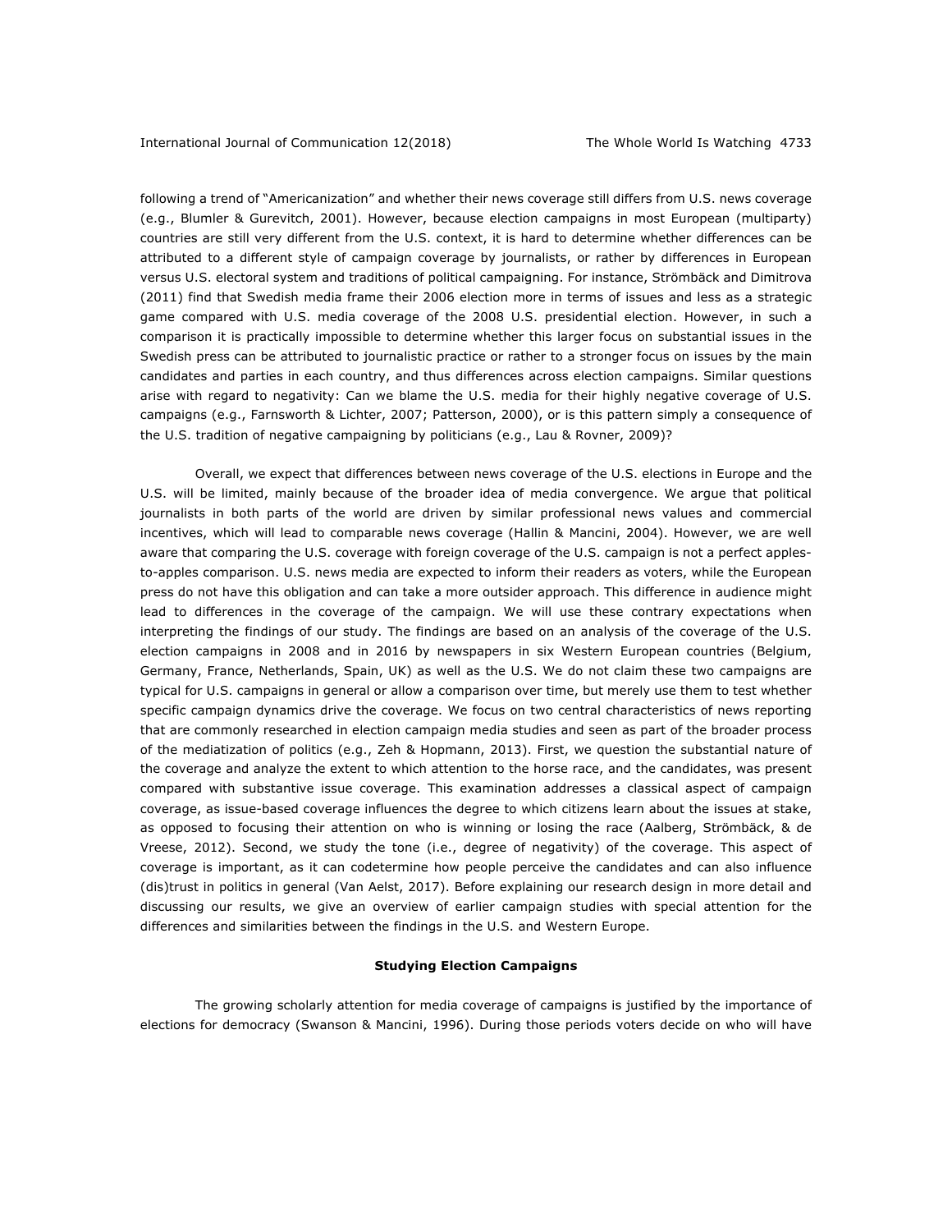following a trend of "Americanization" and whether their news coverage still differs from U.S. news coverage (e.g., Blumler & Gurevitch, 2001). However, because election campaigns in most European (multiparty) countries are still very different from the U.S. context, it is hard to determine whether differences can be attributed to a different style of campaign coverage by journalists, or rather by differences in European versus U.S. electoral system and traditions of political campaigning. For instance, Strömbäck and Dimitrova (2011) find that Swedish media frame their 2006 election more in terms of issues and less as a strategic game compared with U.S. media coverage of the 2008 U.S. presidential election. However, in such a comparison it is practically impossible to determine whether this larger focus on substantial issues in the Swedish press can be attributed to journalistic practice or rather to a stronger focus on issues by the main candidates and parties in each country, and thus differences across election campaigns. Similar questions arise with regard to negativity: Can we blame the U.S. media for their highly negative coverage of U.S. campaigns (e.g., Farnsworth & Lichter, 2007; Patterson, 2000), or is this pattern simply a consequence of the U.S. tradition of negative campaigning by politicians (e.g., Lau & Rovner, 2009)?

Overall, we expect that differences between news coverage of the U.S. elections in Europe and the U.S. will be limited, mainly because of the broader idea of media convergence. We argue that political journalists in both parts of the world are driven by similar professional news values and commercial incentives, which will lead to comparable news coverage (Hallin & Mancini, 2004). However, we are well aware that comparing the U.S. coverage with foreign coverage of the U.S. campaign is not a perfect apples-to-apples comparison. U.S. news media are expected to inform their readers as voters, while the European press do not have this obligation and can take a more outsider approach. This difference in audience might lead to differences in the coverage of the campaign. We will use these contrary expectations when interpreting the findings of our study. The findings are based on an analysis of the coverage of the U.S. election campaigns in 2008 and in 2016 by newspapers in six Western European countries (Belgium, Germany, France, Netherlands, Spain, UK) as well as the U.S. We do not claim these two campaigns are typical for U.S. campaigns in general or allow a comparison over time, but merely use them to test whether specific campaign dynamics drive the coverage. We focus on two central characteristics of news reporting that are commonly researched in election campaign media studies and seen as part of the broader process of the mediatization of politics (e.g., Zeh & Hopmann, 2013). First, we question the substantial nature of the coverage and analyze the extent to which attention to the horse race, and the candidates, was present compared with substantive issue coverage. This examination addresses a classical aspect of campaign coverage, as issue-based coverage influences the degree to which citizens learn about the issues at stake, as opposed to focusing their attention on who is winning or losing the race (Aalberg, Strömbäck, & de Vreese, 2012). Second, we study the tone (i.e., degree of negativity) of the coverage. This aspect of coverage is important, as it can codetermine how people perceive the candidates and can also influence (dis)trust in politics in general (Van Aelst, 2017). Before explaining our research design in more detail and discussing our results, we give an overview of earlier campaign studies with special attention for the differences and similarities between the findings in the U.S. and Western Europe.

## Studying Election Campaigns

The growing scholarly attention for media coverage of campaigns is justified by the importance of elections for democracy (Swanson & Mancini, 1996). During those periods voters decide on who will have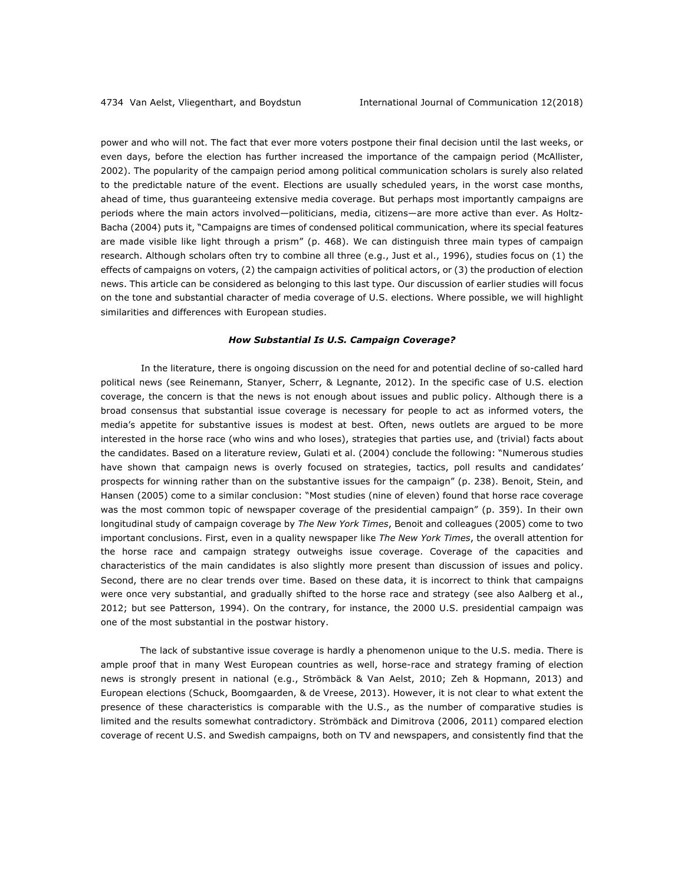power and who will not. The fact that ever more voters postpone their final decision until the last weeks, or even days, before the election has further increased the importance of the campaign period (McAllister, 2002). The popularity of the campaign period among political communication scholars is surely also related to the predictable nature of the event. Elections are usually scheduled years, in the worst case months, ahead of time, thus guaranteeing extensive media coverage. But perhaps most importantly campaigns are periods where the main actors involved—politicians, media, citizens—are more active than ever. As Holtz-Bacha (2004) puts it, "Campaigns are times of condensed political communication, where its special features are made visible like light through a prism" (p. 468). We can distinguish three main types of campaign research. Although scholars often try to combine all three (e.g., Just et al., 1996), studies focus on (1) the effects of campaigns on voters, (2) the campaign activities of political actors, or (3) the production of election news. This article can be considered as belonging to this last type. Our discussion of earlier studies will focus on the tone and substantial character of media coverage of U.S. elections. Where possible, we will highlight similarities and differences with European studies.

### ***How Substantial Is U.S. Campaign Coverage?***

In the literature, there is ongoing discussion on the need for and potential decline of so-called hard political news (see Reinemann, Stanyer, Scherr, & Legnante, 2012). In the specific case of U.S. election coverage, the concern is that the news is not enough about issues and public policy. Although there is a broad consensus that substantial issue coverage is necessary for people to act as informed voters, the media's appetite for substantive issues is modest at best. Often, news outlets are argued to be more interested in the horse race (who wins and who loses), strategies that parties use, and (trivial) facts about the candidates. Based on a literature review, Gulati et al. (2004) conclude the following: "Numerous studies have shown that campaign news is overly focused on strategies, tactics, poll results and candidates' prospects for winning rather than on the substantive issues for the campaign" (p. 238). Benoit, Stein, and Hansen (2005) come to a similar conclusion: "Most studies (nine of eleven) found that horse race coverage was the most common topic of newspaper coverage of the presidential campaign" (p. 359). In their own longitudinal study of campaign coverage by *The New York Times*, Benoit and colleagues (2005) come to two important conclusions. First, even in a quality newspaper like *The New York Times*, the overall attention for the horse race and campaign strategy outweighs issue coverage. Coverage of the capacities and characteristics of the main candidates is also slightly more present than discussion of issues and policy. Second, there are no clear trends over time. Based on these data, it is incorrect to think that campaigns were once very substantial, and gradually shifted to the horse race and strategy (see also Aalberg et al., 2012; but see Patterson, 1994). On the contrary, for instance, the 2000 U.S. presidential campaign was one of the most substantial in the postwar history.

The lack of substantive issue coverage is hardly a phenomenon unique to the U.S. media. There is ample proof that in many West European countries as well, horse-race and strategy framing of election news is strongly present in national (e.g., Strömbäck & Van Aelst, 2010; Zeh & Hopmann, 2013) and European elections (Schuck, Boomgaarden, & de Vreese, 2013). However, it is not clear to what extent the presence of these characteristics is comparable with the U.S., as the number of comparative studies is limited and the results somewhat contradictory. Strömbäck and Dimitrova (2006, 2011) compared election coverage of recent U.S. and Swedish campaigns, both on TV and newspapers, and consistently find that the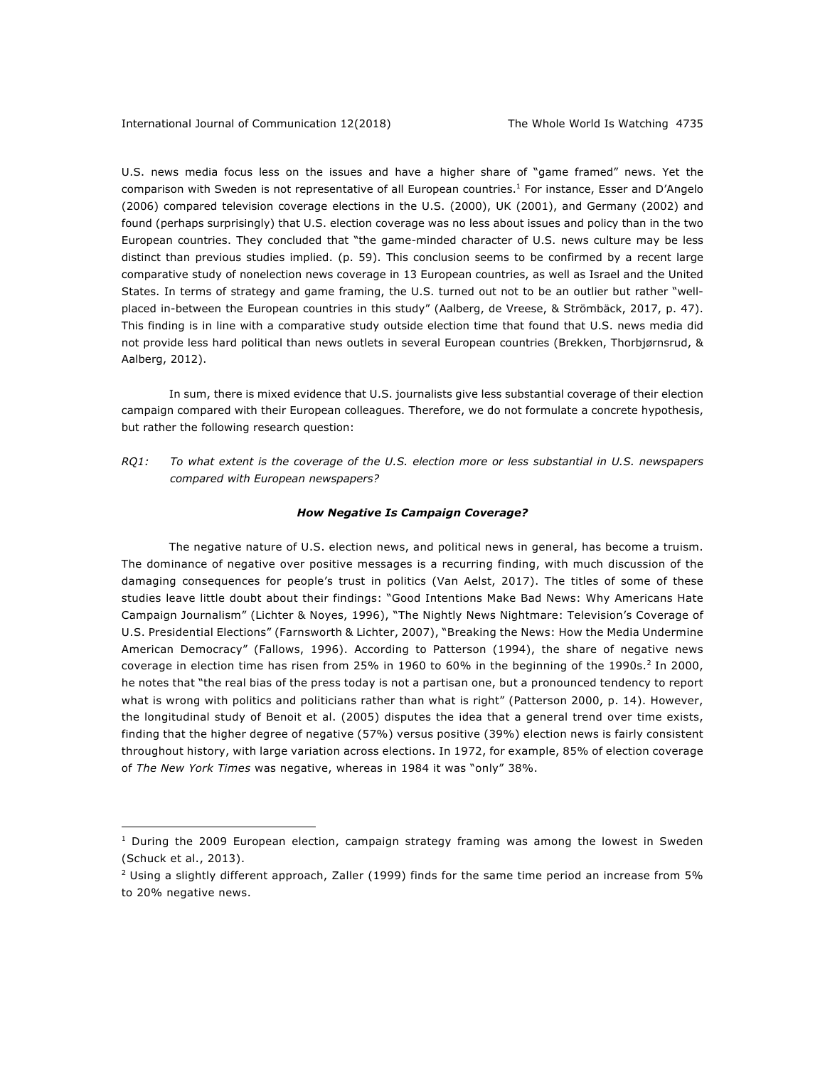U.S. news media focus less on the issues and have a higher share of "game framed" news. Yet the comparison with Sweden is not representative of all European countries.[1] For instance, Esser and D'Angelo (2006) compared television coverage elections in the U.S. (2000), UK (2001), and Germany (2002) and found (perhaps surprisingly) that U.S. election coverage was no less about issues and policy than in the two European countries. They concluded that "the game-minded character of U.S. news culture may be less distinct than previous studies implied. (p. 59). This conclusion seems to be confirmed by a recent large comparative study of nonelection news coverage in 13 European countries, as well as Israel and the United States. In terms of strategy and game framing, the U.S. turned out not to be an outlier but rather "well-placed in-between the European countries in this study" (Aalberg, de Vreese, & Strömbäck, 2017, p. 47). This finding is in line with a comparative study outside election time that found that U.S. news media did not provide less hard political than news outlets in several European countries (Brekken, Thorbjørnsrud, & Aalberg, 2012).

In sum, there is mixed evidence that U.S. journalists give less substantial coverage of their election campaign compared with their European colleagues. Therefore, we do not formulate a concrete hypothesis, but rather the following research question:

*RQ1: To what extent is the coverage of the U.S. election more or less substantial in U.S. newspapers compared with European newspapers?*

### *How Negative Is Campaign Coverage?*

The negative nature of U.S. election news, and political news in general, has become a truism. The dominance of negative over positive messages is a recurring finding, with much discussion of the damaging consequences for people's trust in politics (Van Aelst, 2017). The titles of some of these studies leave little doubt about their findings: "Good Intentions Make Bad News: Why Americans Hate Campaign Journalism" (Lichter & Noyes, 1996), "The Nightly News Nightmare: Television's Coverage of U.S. Presidential Elections" (Farnsworth & Lichter, 2007), "Breaking the News: How the Media Undermine American Democracy" (Fallows, 1996). According to Patterson (1994), the share of negative news coverage in election time has risen from 25% in 1960 to 60% in the beginning of the 1990s.[2] In 2000, he notes that "the real bias of the press today is not a partisan one, but a pronounced tendency to report what is wrong with politics and politicians rather than what is right" (Patterson 2000, p. 14). However, the longitudinal study of Benoit et al. (2005) disputes the idea that a general trend over time exists, finding that the higher degree of negative (57%) versus positive (39%) election news is fairly consistent throughout history, with large variation across elections. In 1972, for example, 85% of election coverage of *The New York Times* was negative, whereas in 1984 it was "only" 38%.

---

[1] During the 2009 European election, campaign strategy framing was among the lowest in Sweden (Schuck et al., 2013).

[2] Using a slightly different approach, Zaller (1999) finds for the same time period an increase from 5% to 20% negative news.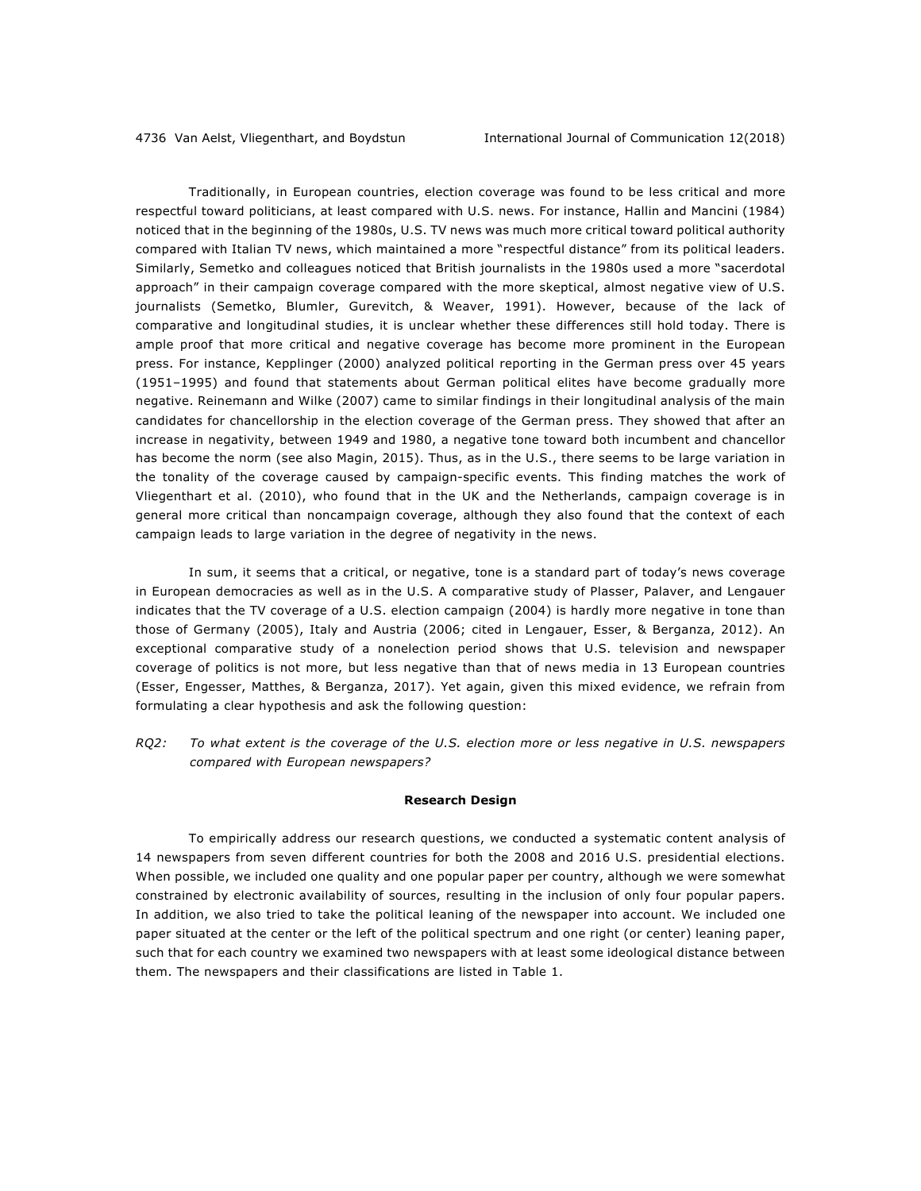Traditionally, in European countries, election coverage was found to be less critical and more respectful toward politicians, at least compared with U.S. news. For instance, Hallin and Mancini (1984) noticed that in the beginning of the 1980s, U.S. TV news was much more critical toward political authority compared with Italian TV news, which maintained a more "respectful distance" from its political leaders. Similarly, Semetko and colleagues noticed that British journalists in the 1980s used a more "sacerdotal approach" in their campaign coverage compared with the more skeptical, almost negative view of U.S. journalists (Semetko, Blumler, Gurevitch, & Weaver, 1991). However, because of the lack of comparative and longitudinal studies, it is unclear whether these differences still hold today. There is ample proof that more critical and negative coverage has become more prominent in the European press. For instance, Kepplinger (2000) analyzed political reporting in the German press over 45 years (1951–1995) and found that statements about German political elites have become gradually more negative. Reinemann and Wilke (2007) came to similar findings in their longitudinal analysis of the main candidates for chancellorship in the election coverage of the German press. They showed that after an increase in negativity, between 1949 and 1980, a negative tone toward both incumbent and chancellor has become the norm (see also Magin, 2015). Thus, as in the U.S., there seems to be large variation in the tonality of the coverage caused by campaign-specific events. This finding matches the work of Vliegenthart et al. (2010), who found that in the UK and the Netherlands, campaign coverage is in general more critical than noncampaign coverage, although they also found that the context of each campaign leads to large variation in the degree of negativity in the news.

In sum, it seems that a critical, or negative, tone is a standard part of today's news coverage in European democracies as well as in the U.S. A comparative study of Plasser, Palaver, and Lengauer indicates that the TV coverage of a U.S. election campaign (2004) is hardly more negative in tone than those of Germany (2005), Italy and Austria (2006; cited in Lengauer, Esser, & Berganza, 2012). An exceptional comparative study of a nonelection period shows that U.S. television and newspaper coverage of politics is not more, but less negative than that of news media in 13 European countries (Esser, Engesser, Matthes, & Berganza, 2017). Yet again, given this mixed evidence, we refrain from formulating a clear hypothesis and ask the following question:

*RQ2: To what extent is the coverage of the U.S. election more or less negative in U.S. newspapers compared with European newspapers?*

## Research Design

To empirically address our research questions, we conducted a systematic content analysis of 14 newspapers from seven different countries for both the 2008 and 2016 U.S. presidential elections. When possible, we included one quality and one popular paper per country, although we were somewhat constrained by electronic availability of sources, resulting in the inclusion of only four popular papers. In addition, we also tried to take the political leaning of the newspaper into account. We included one paper situated at the center or the left of the political spectrum and one right (or center) leaning paper, such that for each country we examined two newspapers with at least some ideological distance between them. The newspapers and their classifications are listed in Table 1.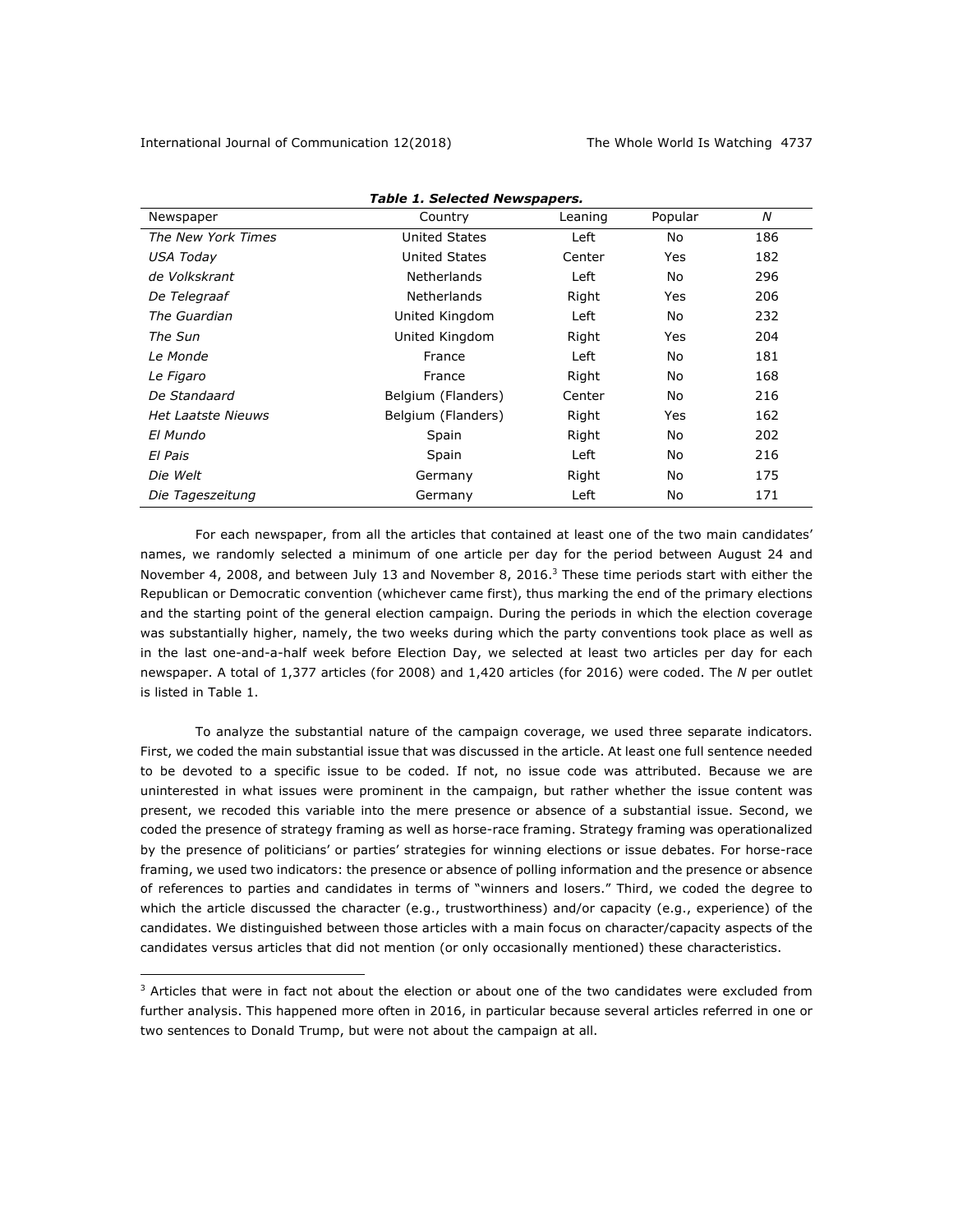***Table 1. Selected Newspapers.***

| Newspaper | Country | Leaning | Popular | *N* |
|---|---|---|---|---|
| *The New York Times* | United States | Left | No | 186 |
| *USA Today* | United States | Center | Yes | 182 |
| *de Volkskrant* | Netherlands | Left | No | 296 |
| *De Telegraaf* | Netherlands | Right | Yes | 206 |
| *The Guardian* | United Kingdom | Left | No | 232 |
| *The Sun* | United Kingdom | Right | Yes | 204 |
| *Le Monde* | France | Left | No | 181 |
| *Le Figaro* | France | Right | No | 168 |
| *De Standaard* | Belgium (Flanders) | Center | No | 216 |
| *Het Laatste Nieuws* | Belgium (Flanders) | Right | Yes | 162 |
| *El Mundo* | Spain | Right | No | 202 |
| *El Pais* | Spain | Left | No | 216 |
| *Die Welt* | Germany | Right | No | 175 |
| *Die Tageszeitung* | Germany | Left | No | 171 |

For each newspaper, from all the articles that contained at least one of the two main candidates' names, we randomly selected a minimum of one article per day for the period between August 24 and November 4, 2008, and between July 13 and November 8, 2016.[3] These time periods start with either the Republican or Democratic convention (whichever came first), thus marking the end of the primary elections and the starting point of the general election campaign. During the periods in which the election coverage was substantially higher, namely, the two weeks during which the party conventions took place as well as in the last one-and-a-half week before Election Day, we selected at least two articles per day for each newspaper. A total of 1,377 articles (for 2008) and 1,420 articles (for 2016) were coded. The *N* per outlet is listed in Table 1.

To analyze the substantial nature of the campaign coverage, we used three separate indicators. First, we coded the main substantial issue that was discussed in the article. At least one full sentence needed to be devoted to a specific issue to be coded. If not, no issue code was attributed. Because we are uninterested in what issues were prominent in the campaign, but rather whether the issue content was present, we recoded this variable into the mere presence or absence of a substantial issue. Second, we coded the presence of strategy framing as well as horse-race framing. Strategy framing was operationalized by the presence of politicians' or parties' strategies for winning elections or issue debates. For horse-race framing, we used two indicators: the presence or absence of polling information and the presence or absence of references to parties and candidates in terms of "winners and losers." Third, we coded the degree to which the article discussed the character (e.g., trustworthiness) and/or capacity (e.g., experience) of the candidates. We distinguished between those articles with a main focus on character/capacity aspects of the candidates versus articles that did not mention (or only occasionally mentioned) these characteristics.

[3] Articles that were in fact not about the election or about one of the two candidates were excluded from further analysis. This happened more often in 2016, in particular because several articles referred in one or two sentences to Donald Trump, but were not about the campaign at all.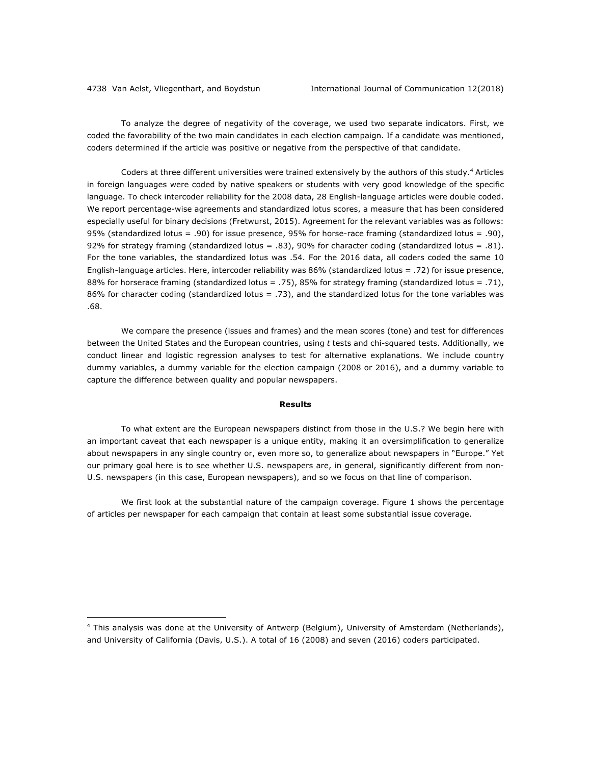To analyze the degree of negativity of the coverage, we used two separate indicators. First, we coded the favorability of the two main candidates in each election campaign. If a candidate was mentioned, coders determined if the article was positive or negative from the perspective of that candidate.

Coders at three different universities were trained extensively by the authors of this study.[4] Articles in foreign languages were coded by native speakers or students with very good knowledge of the specific language. To check intercoder reliability for the 2008 data, 28 English-language articles were double coded. We report percentage-wise agreements and standardized lotus scores, a measure that has been considered especially useful for binary decisions (Fretwurst, 2015). Agreement for the relevant variables was as follows: 95% (standardized lotus = .90) for issue presence, 95% for horse-race framing (standardized lotus = .90), 92% for strategy framing (standardized lotus = .83), 90% for character coding (standardized lotus = .81). For the tone variables, the standardized lotus was .54. For the 2016 data, all coders coded the same 10 English-language articles. Here, intercoder reliability was 86% (standardized lotus = .72) for issue presence, 88% for horserace framing (standardized lotus = .75), 85% for strategy framing (standardized lotus = .71), 86% for character coding (standardized lotus = .73), and the standardized lotus for the tone variables was .68.

We compare the presence (issues and frames) and the mean scores (tone) and test for differences between the United States and the European countries, using *t* tests and chi-squared tests. Additionally, we conduct linear and logistic regression analyses to test for alternative explanations. We include country dummy variables, a dummy variable for the election campaign (2008 or 2016), and a dummy variable to capture the difference between quality and popular newspapers.

## Results

To what extent are the European newspapers distinct from those in the U.S.? We begin here with an important caveat that each newspaper is a unique entity, making it an oversimplification to generalize about newspapers in any single country or, even more so, to generalize about newspapers in "Europe." Yet our primary goal here is to see whether U.S. newspapers are, in general, significantly different from non-U.S. newspapers (in this case, European newspapers), and so we focus on that line of comparison.

We first look at the substantial nature of the campaign coverage. Figure 1 shows the percentage of articles per newspaper for each campaign that contain at least some substantial issue coverage.

---

[4] This analysis was done at the University of Antwerp (Belgium), University of Amsterdam (Netherlands), and University of California (Davis, U.S.). A total of 16 (2008) and seven (2016) coders participated.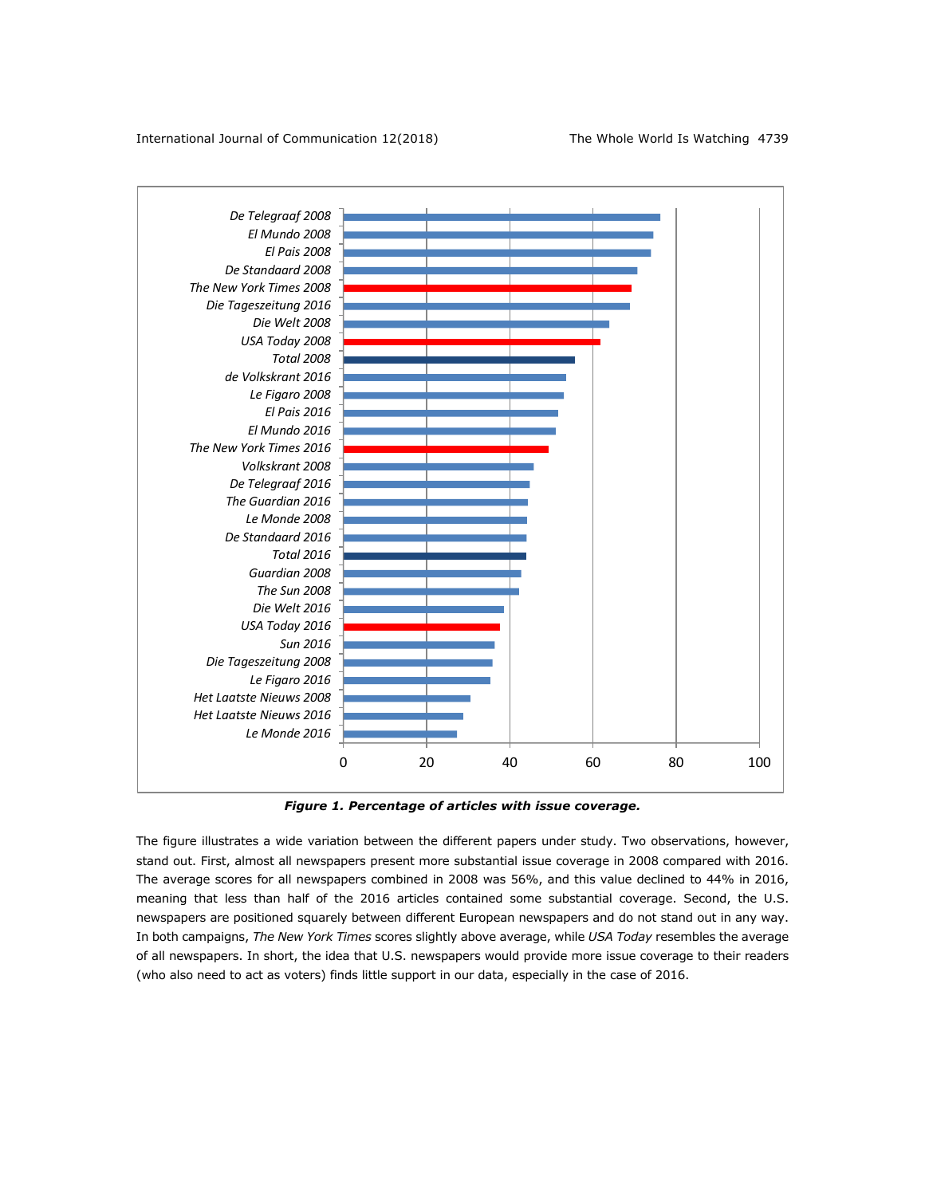**Figure 1. Percentage of articles with issue coverage.**

The figure illustrates a wide variation between the different papers under study. Two observations, however, stand out. First, almost all newspapers present more substantial issue coverage in 2008 compared with 2016. The average scores for all newspapers combined in 2008 was 56%, and this value declined to 44% in 2016, meaning that less than half of the 2016 articles contained some substantial coverage. Second, the U.S. newspapers are positioned squarely between different European newspapers and do not stand out in any way. In both campaigns, *The New York Times* scores slightly above average, while *USA Today* resembles the average of all newspapers. In short, the idea that U.S. newspapers would provide more issue coverage to their readers (who also need to act as voters) finds little support in our data, especially in the case of 2016.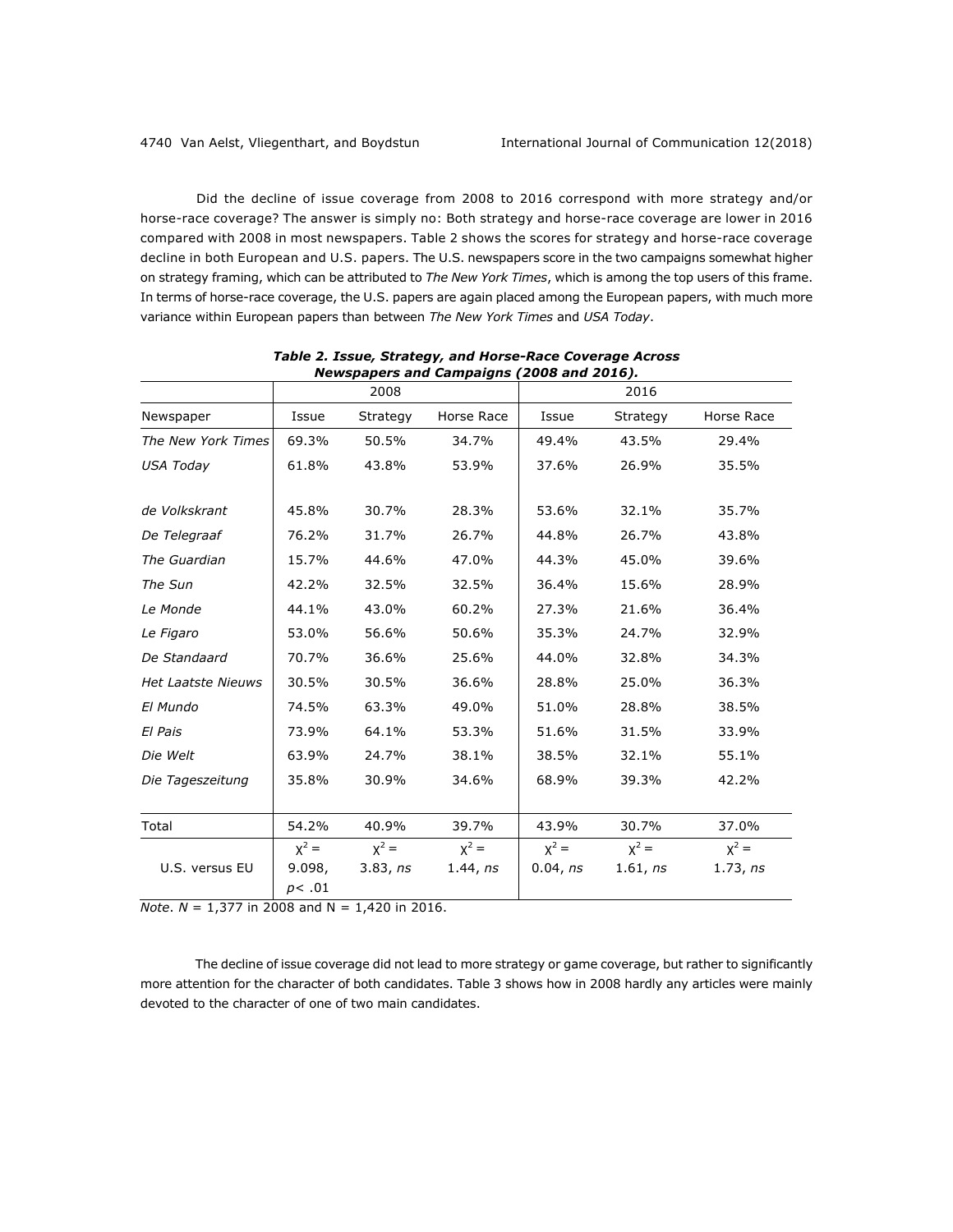Did the decline of issue coverage from 2008 to 2016 correspond with more strategy and/or horse-race coverage? The answer is simply no: Both strategy and horse-race coverage are lower in 2016 compared with 2008 in most newspapers. Table 2 shows the scores for strategy and horse-race coverage decline in both European and U.S. papers. The U.S. newspapers score in the two campaigns somewhat higher on strategy framing, which can be attributed to *The New York Times*, which is among the top users of this frame. In terms of horse-race coverage, the U.S. papers are again placed among the European papers, with much more variance within European papers than between *The New York Times* and *USA Today*.

***Table 2. Issue, Strategy, and Horse-Race Coverage Across Newspapers and Campaigns (2008 and 2016).***

| | 2008 | | | 2016 | | |
|---|---|---|---|---|---|---|
| Newspaper | Issue | Strategy | Horse Race | Issue | Strategy | Horse Race |
| *The New York Times* | 69.3% | 50.5% | 34.7% | 49.4% | 43.5% | 29.4% |
| *USA Today* | 61.8% | 43.8% | 53.9% | 37.6% | 26.9% | 35.5% |
| *de Volkskrant* | 45.8% | 30.7% | 28.3% | 53.6% | 32.1% | 35.7% |
| *De Telegraaf* | 76.2% | 31.7% | 26.7% | 44.8% | 26.7% | 43.8% |
| *The Guardian* | 15.7% | 44.6% | 47.0% | 44.3% | 45.0% | 39.6% |
| *The Sun* | 42.2% | 32.5% | 32.5% | 36.4% | 15.6% | 28.9% |
| *Le Monde* | 44.1% | 43.0% | 60.2% | 27.3% | 21.6% | 36.4% |
| *Le Figaro* | 53.0% | 56.6% | 50.6% | 35.3% | 24.7% | 32.9% |
| *De Standaard* | 70.7% | 36.6% | 25.6% | 44.0% | 32.8% | 34.3% |
| *Het Laatste Nieuws* | 30.5% | 30.5% | 36.6% | 28.8% | 25.0% | 36.3% |
| *El Mundo* | 74.5% | 63.3% | 49.0% | 51.0% | 28.8% | 38.5% |
| *El Pais* | 73.9% | 64.1% | 53.3% | 51.6% | 31.5% | 33.9% |
| *Die Welt* | 63.9% | 24.7% | 38.1% | 38.5% | 32.1% | 55.1% |
| *Die Tageszeitung* | 35.8% | 30.9% | 34.6% | 68.9% | 39.3% | 42.2% |
| Total | 54.2% | 40.9% | 39.7% | 43.9% | 30.7% | 37.0% |
| U.S. versus EU | $\chi^2 =$ 9.098, $p < .01$ | $\chi^2 =$ 3.83, *ns* | $\chi^2 =$ 1.44, *ns* | $\chi^2 =$ 0.04, *ns* | $\chi^2 =$ 1.61, *ns* | $\chi^2 =$ 1.73, *ns* |

*Note*. *N* = 1,377 in 2008 and N = 1,420 in 2016.

The decline of issue coverage did not lead to more strategy or game coverage, but rather to significantly more attention for the character of both candidates. Table 3 shows how in 2008 hardly any articles were mainly devoted to the character of one of two main candidates.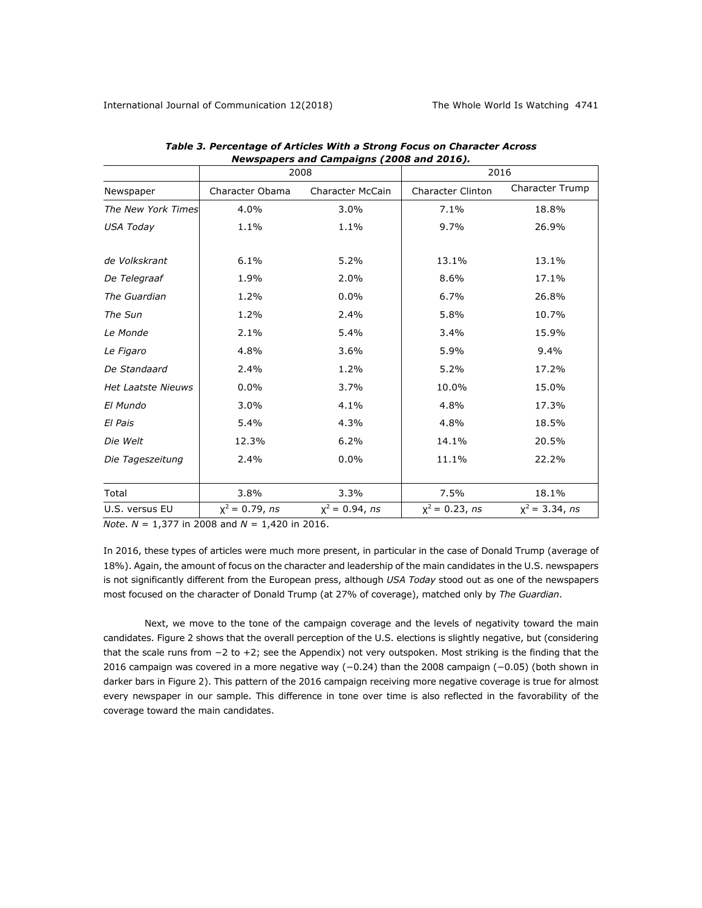***Table 3. Percentage of Articles With a Strong Focus on Character Across Newspapers and Campaigns (2008 and 2016).***

| | 2008 | | 2016 | |
|---|---|---|---|---|
| Newspaper | Character Obama | Character McCain | Character Clinton | Character Trump |
| *The New York Times* | 4.0% | 3.0% | 7.1% | 18.8% |
| *USA Today* | 1.1% | 1.1% | 9.7% | 26.9% |
| *de Volkskrant* | 6.1% | 5.2% | 13.1% | 13.1% |
| *De Telegraaf* | 1.9% | 2.0% | 8.6% | 17.1% |
| *The Guardian* | 1.2% | 0.0% | 6.7% | 26.8% |
| *The Sun* | 1.2% | 2.4% | 5.8% | 10.7% |
| *Le Monde* | 2.1% | 5.4% | 3.4% | 15.9% |
| *Le Figaro* | 4.8% | 3.6% | 5.9% | 9.4% |
| *De Standaard* | 2.4% | 1.2% | 5.2% | 17.2% |
| *Het Laatste Nieuws* | 0.0% | 3.7% | 10.0% | 15.0% |
| *El Mundo* | 3.0% | 4.1% | 4.8% | 17.3% |
| *El Pais* | 5.4% | 4.3% | 4.8% | 18.5% |
| *Die Welt* | 12.3% | 6.2% | 14.1% | 20.5% |
| *Die Tageszeitung* | 2.4% | 0.0% | 11.1% | 22.2% |
| Total | 3.8% | 3.3% | 7.5% | 18.1% |
| U.S. versus EU | $\chi^2 = 0.79$, *ns* | $\chi^2 = 0.94$, *ns* | $\chi^2 = 0.23$, *ns* | $\chi^2 = 3.34$, *ns* |

*Note*. $N = 1{,}377$ in 2008 and $N = 1{,}420$ in 2016.

In 2016, these types of articles were much more present, in particular in the case of Donald Trump (average of 18%). Again, the amount of focus on the character and leadership of the main candidates in the U.S. newspapers is not significantly different from the European press, although *USA Today* stood out as one of the newspapers most focused on the character of Donald Trump (at 27% of coverage), matched only by *The Guardian*.

Next, we move to the tone of the campaign coverage and the levels of negativity toward the main candidates. Figure 2 shows that the overall perception of the U.S. elections is slightly negative, but (considering that the scale runs from −2 to +2; see the Appendix) not very outspoken. Most striking is the finding that the 2016 campaign was covered in a more negative way (−0.24) than the 2008 campaign (−0.05) (both shown in darker bars in Figure 2). This pattern of the 2016 campaign receiving more negative coverage is true for almost every newspaper in our sample. This difference in tone over time is also reflected in the favorability of the coverage toward the main candidates.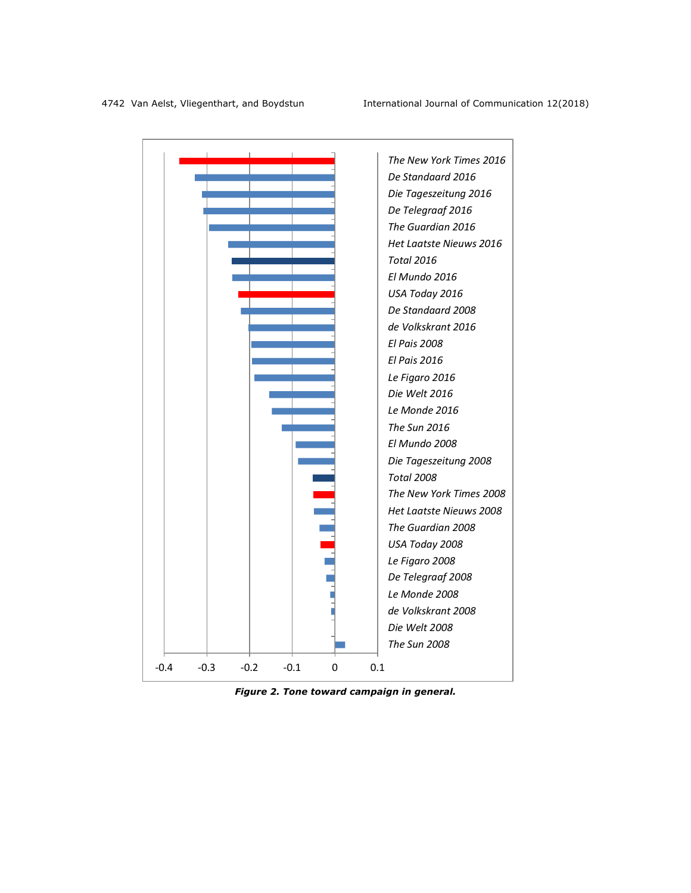**Figure 2. Tone toward campaign in general.**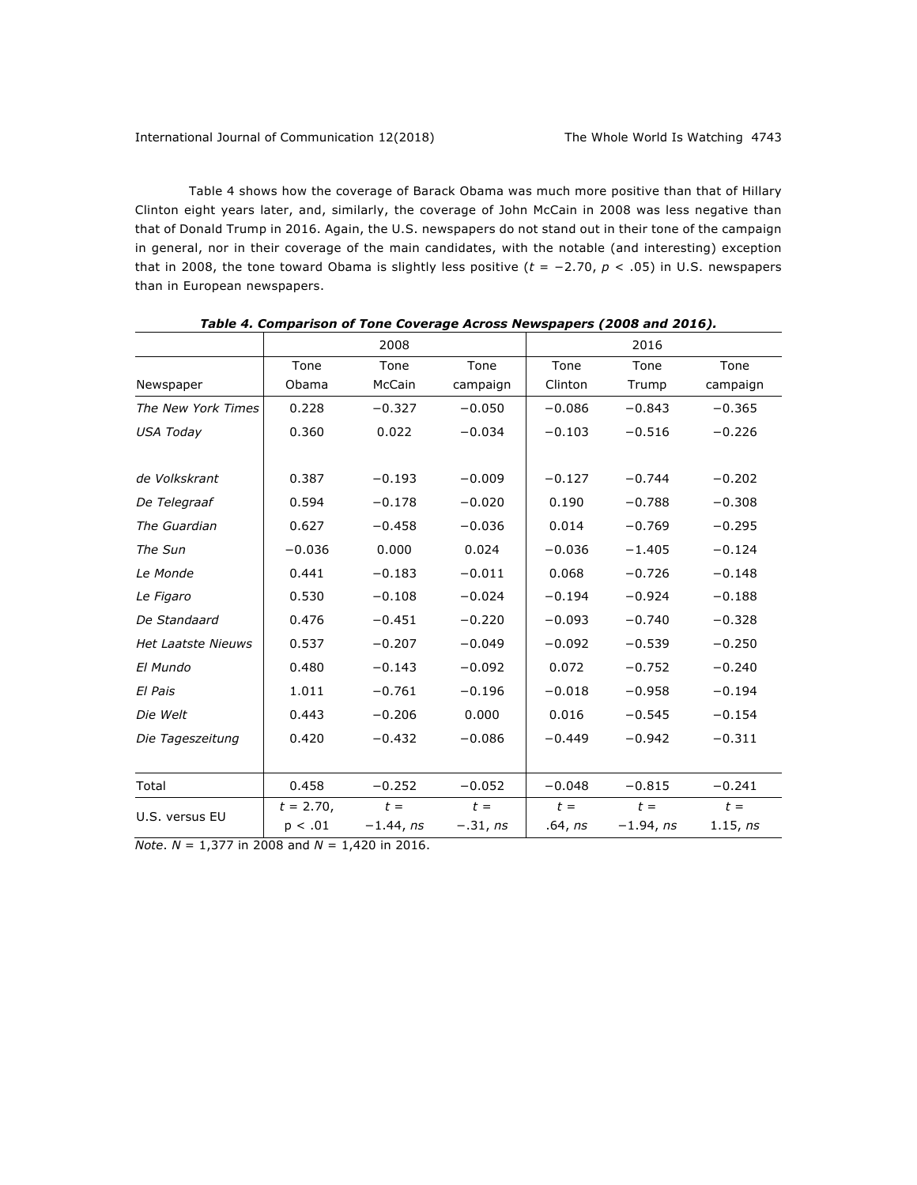Table 4 shows how the coverage of Barack Obama was much more positive than that of Hillary Clinton eight years later, and, similarly, the coverage of John McCain in 2008 was less negative than that of Donald Trump in 2016. Again, the U.S. newspapers do not stand out in their tone of the campaign in general, nor in their coverage of the main candidates, with the notable (and interesting) exception that in 2008, the tone toward Obama is slightly less positive ($t = -2.70$, $p < .05$) in U.S. newspapers than in European newspapers.

***Table 4. Comparison of Tone Coverage Across Newspapers (2008 and 2016).***

| | 2008 | | | 2016 | | |
|---|---|---|---|---|---|---|
| Newspaper | Tone Obama | Tone McCain | Tone campaign | Tone Clinton | Tone Trump | Tone campaign |
| *The New York Times* | 0.228 | −0.327 | −0.050 | −0.086 | −0.843 | −0.365 |
| *USA Today* | 0.360 | 0.022 | −0.034 | −0.103 | −0.516 | −0.226 |
| *de Volkskrant* | 0.387 | −0.193 | −0.009 | −0.127 | −0.744 | −0.202 |
| *De Telegraaf* | 0.594 | −0.178 | −0.020 | 0.190 | −0.788 | −0.308 |
| *The Guardian* | 0.627 | −0.458 | −0.036 | 0.014 | −0.769 | −0.295 |
| *The Sun* | −0.036 | 0.000 | 0.024 | −0.036 | −1.405 | −0.124 |
| *Le Monde* | 0.441 | −0.183 | −0.011 | 0.068 | −0.726 | −0.148 |
| *Le Figaro* | 0.530 | −0.108 | −0.024 | −0.194 | −0.924 | −0.188 |
| *De Standaard* | 0.476 | −0.451 | −0.220 | −0.093 | −0.740 | −0.328 |
| *Het Laatste Nieuws* | 0.537 | −0.207 | −0.049 | −0.092 | −0.539 | −0.250 |
| *El Mundo* | 0.480 | −0.143 | −0.092 | 0.072 | −0.752 | −0.240 |
| *El Pais* | 1.011 | −0.761 | −0.196 | −0.018 | −0.958 | −0.194 |
| *Die Welt* | 0.443 | −0.206 | 0.000 | 0.016 | −0.545 | −0.154 |
| *Die Tageszeitung* | 0.420 | −0.432 | −0.086 | −0.449 | −0.942 | −0.311 |
| Total | 0.458 | −0.252 | −0.052 | −0.048 | −0.815 | −0.241 |
| U.S. versus EU | $t = 2.70$, $p < .01$ | $t = -1.44$, *ns* | $t = -.31$, *ns* | $t = .64$, *ns* | $t = -1.94$, *ns* | $t = 1.15$, *ns* |

*Note*. $N = 1{,}377$ in 2008 and $N = 1{,}420$ in 2016.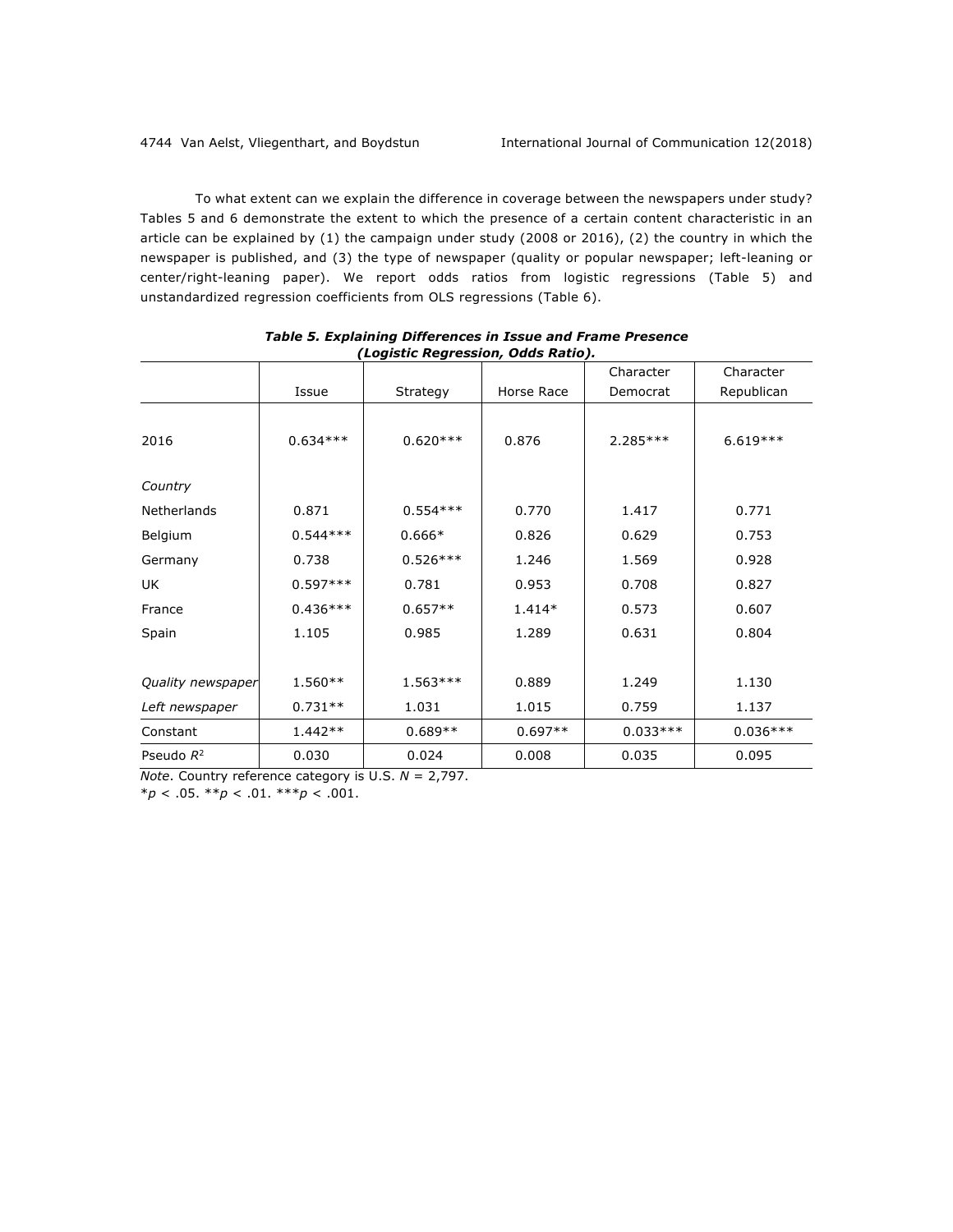To what extent can we explain the difference in coverage between the newspapers under study? Tables 5 and 6 demonstrate the extent to which the presence of a certain content characteristic in an article can be explained by (1) the campaign under study (2008 or 2016), (2) the country in which the newspaper is published, and (3) the type of newspaper (quality or popular newspaper; left-leaning or center/right-leaning paper). We report odds ratios from logistic regressions (Table 5) and unstandardized regression coefficients from OLS regressions (Table 6).

***Table 5. Explaining Differences in Issue and Frame Presence (Logistic Regression, Odds Ratio).***

| | Issue | Strategy | Horse Race | Character Democrat | Character Republican |
|---|---|---|---|---|---|
| 2016 | 0.634*** | 0.620*** | 0.876 | 2.285*** | 6.619*** |
| *Country* | | | | | |
| Netherlands | 0.871 | 0.554*** | 0.770 | 1.417 | 0.771 |
| Belgium | 0.544*** | 0.666* | 0.826 | 0.629 | 0.753 |
| Germany | 0.738 | 0.526*** | 1.246 | 1.569 | 0.928 |
| UK | 0.597*** | 0.781 | 0.953 | 0.708 | 0.827 |
| France | 0.436*** | 0.657** | 1.414* | 0.573 | 0.607 |
| Spain | 1.105 | 0.985 | 1.289 | 0.631 | 0.804 |
| *Quality newspaper* | 1.560** | 1.563*** | 0.889 | 1.249 | 1.130 |
| *Left newspaper* | 0.731** | 1.031 | 1.015 | 0.759 | 1.137 |
| Constant | 1.442** | 0.689** | 0.697** | 0.033*** | 0.036*** |
| Pseudo $R^2$ | 0.030 | 0.024 | 0.008 | 0.035 | 0.095 |

*Note*. Country reference category is U.S. $N$ = 2,797.
*$p < .05$. **$p < .01$. ***$p < .001$.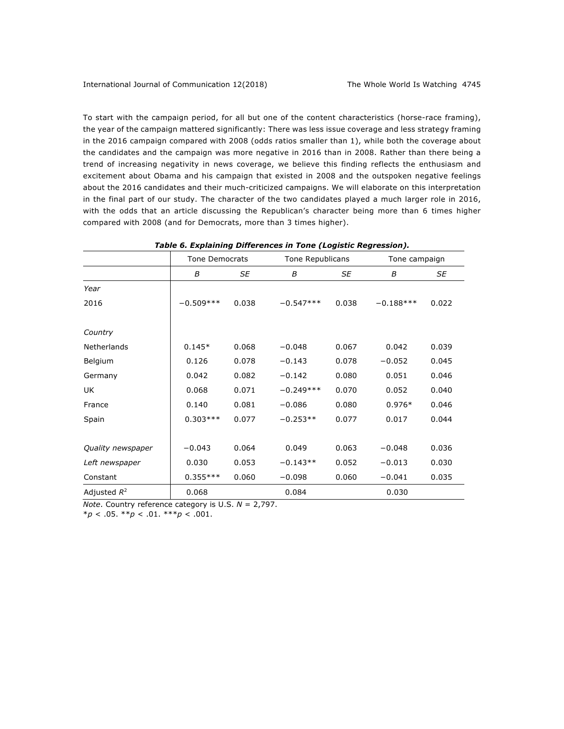To start with the campaign period, for all but one of the content characteristics (horse-race framing), the year of the campaign mattered significantly: There was less issue coverage and less strategy framing in the 2016 campaign compared with 2008 (odds ratios smaller than 1), while both the coverage about the candidates and the campaign was more negative in 2016 than in 2008. Rather than there being a trend of increasing negativity in news coverage, we believe this finding reflects the enthusiasm and excitement about Obama and his campaign that existed in 2008 and the outspoken negative feelings about the 2016 candidates and their much-criticized campaigns. We will elaborate on this interpretation in the final part of our study. The character of the two candidates played a much larger role in 2016, with the odds that an article discussing the Republican's character being more than 6 times higher compared with 2008 (and for Democrats, more than 3 times higher).

***Table 6. Explaining Differences in Tone (Logistic Regression).***

| | Tone Democrats | | Tone Republicans | | Tone campaign | |
|---|---|---|---|---|---|---|
| | *B* | *SE* | *B* | *SE* | *B* | *SE* |
| *Year* | | | | | | |
| 2016 | −0.509*** | 0.038 | −0.547*** | 0.038 | −0.188*** | 0.022 |
| *Country* | | | | | | |
| Netherlands | 0.145* | 0.068 | −0.048 | 0.067 | 0.042 | 0.039 |
| Belgium | 0.126 | 0.078 | −0.143 | 0.078 | −0.052 | 0.045 |
| Germany | 0.042 | 0.082 | −0.142 | 0.080 | 0.051 | 0.046 |
| UK | 0.068 | 0.071 | −0.249*** | 0.070 | 0.052 | 0.040 |
| France | 0.140 | 0.081 | −0.086 | 0.080 | 0.976* | 0.046 |
| Spain | 0.303*** | 0.077 | −0.253** | 0.077 | 0.017 | 0.044 |
| *Quality newspaper* | −0.043 | 0.064 | 0.049 | 0.063 | −0.048 | 0.036 |
| *Left newspaper* | 0.030 | 0.053 | −0.143** | 0.052 | −0.013 | 0.030 |
| Constant | 0.355*** | 0.060 | −0.098 | 0.060 | −0.041 | 0.035 |
| Adjusted $R^2$ | 0.068 | | 0.084 | | 0.030 | |

*Note*. Country reference category is U.S. $N$ = 2,797.
\*$p < .05$. \*\*$p < .01$. \*\*\*$p < .001$.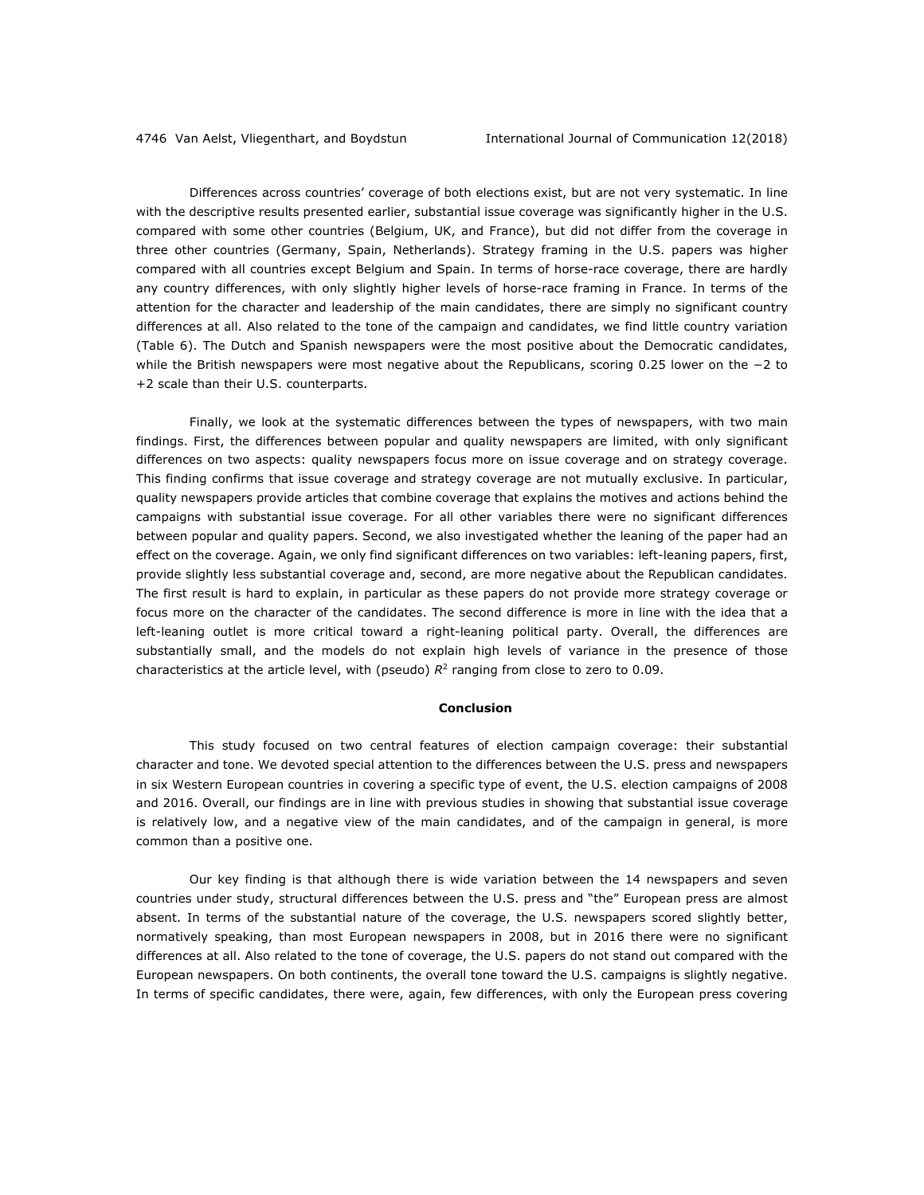Differences across countries' coverage of both elections exist, but are not very systematic. In line with the descriptive results presented earlier, substantial issue coverage was significantly higher in the U.S. compared with some other countries (Belgium, UK, and France), but did not differ from the coverage in three other countries (Germany, Spain, Netherlands). Strategy framing in the U.S. papers was higher compared with all countries except Belgium and Spain. In terms of horse-race coverage, there are hardly any country differences, with only slightly higher levels of horse-race framing in France. In terms of the attention for the character and leadership of the main candidates, there are simply no significant country differences at all. Also related to the tone of the campaign and candidates, we find little country variation (Table 6). The Dutch and Spanish newspapers were the most positive about the Democratic candidates, while the British newspapers were most negative about the Republicans, scoring 0.25 lower on the −2 to +2 scale than their U.S. counterparts.

Finally, we look at the systematic differences between the types of newspapers, with two main findings. First, the differences between popular and quality newspapers are limited, with only significant differences on two aspects: quality newspapers focus more on issue coverage and on strategy coverage. This finding confirms that issue coverage and strategy coverage are not mutually exclusive. In particular, quality newspapers provide articles that combine coverage that explains the motives and actions behind the campaigns with substantial issue coverage. For all other variables there were no significant differences between popular and quality papers. Second, we also investigated whether the leaning of the paper had an effect on the coverage. Again, we only find significant differences on two variables: left-leaning papers, first, provide slightly less substantial coverage and, second, are more negative about the Republican candidates. The first result is hard to explain, in particular as these papers do not provide more strategy coverage or focus more on the character of the candidates. The second difference is more in line with the idea that a left-leaning outlet is more critical toward a right-leaning political party. Overall, the differences are substantially small, and the models do not explain high levels of variance in the presence of those characteristics at the article level, with (pseudo) $R^2$ ranging from close to zero to 0.09.

## Conclusion

This study focused on two central features of election campaign coverage: their substantial character and tone. We devoted special attention to the differences between the U.S. press and newspapers in six Western European countries in covering a specific type of event, the U.S. election campaigns of 2008 and 2016. Overall, our findings are in line with previous studies in showing that substantial issue coverage is relatively low, and a negative view of the main candidates, and of the campaign in general, is more common than a positive one.

Our key finding is that although there is wide variation between the 14 newspapers and seven countries under study, structural differences between the U.S. press and "the" European press are almost absent. In terms of the substantial nature of the coverage, the U.S. newspapers scored slightly better, normatively speaking, than most European newspapers in 2008, but in 2016 there were no significant differences at all. Also related to the tone of coverage, the U.S. papers do not stand out compared with the European newspapers. On both continents, the overall tone toward the U.S. campaigns is slightly negative. In terms of specific candidates, there were, again, few differences, with only the European press covering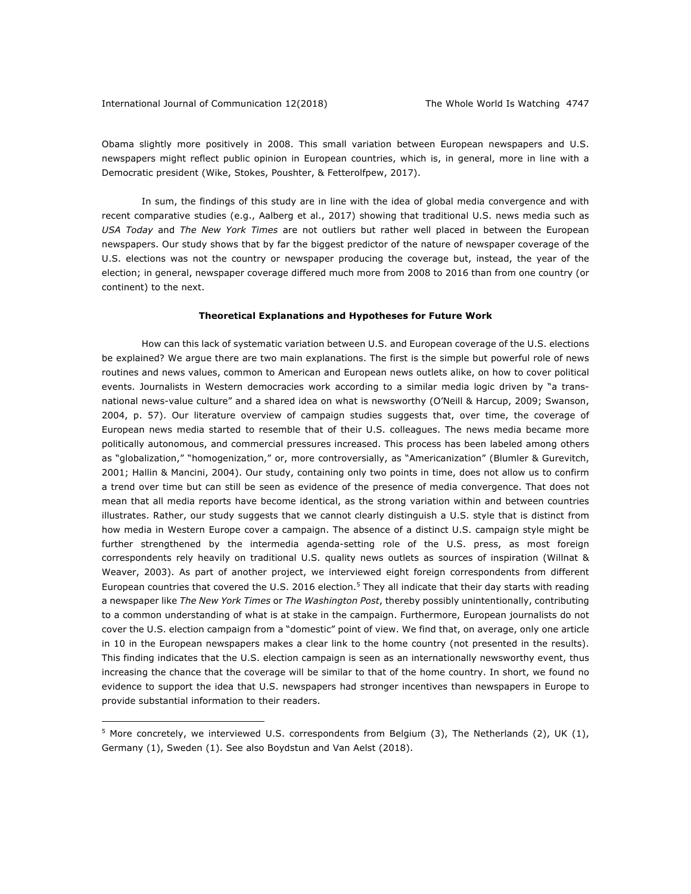Obama slightly more positively in 2008. This small variation between European newspapers and U.S. newspapers might reflect public opinion in European countries, which is, in general, more in line with a Democratic president (Wike, Stokes, Poushter, & Fetterolfpew, 2017).

In sum, the findings of this study are in line with the idea of global media convergence and with recent comparative studies (e.g., Aalberg et al., 2017) showing that traditional U.S. news media such as *USA Today* and *The New York Times* are not outliers but rather well placed in between the European newspapers. Our study shows that by far the biggest predictor of the nature of newspaper coverage of the U.S. elections was not the country or newspaper producing the coverage but, instead, the year of the election; in general, newspaper coverage differed much more from 2008 to 2016 than from one country (or continent) to the next.

### Theoretical Explanations and Hypotheses for Future Work

How can this lack of systematic variation between U.S. and European coverage of the U.S. elections be explained? We argue there are two main explanations. The first is the simple but powerful role of news routines and news values, common to American and European news outlets alike, on how to cover political events. Journalists in Western democracies work according to a similar media logic driven by "a trans-national news-value culture" and a shared idea on what is newsworthy (O'Neill & Harcup, 2009; Swanson, 2004, p. 57). Our literature overview of campaign studies suggests that, over time, the coverage of European news media started to resemble that of their U.S. colleagues. The news media became more politically autonomous, and commercial pressures increased. This process has been labeled among others as "globalization," "homogenization," or, more controversially, as "Americanization" (Blumler & Gurevitch, 2001; Hallin & Mancini, 2004). Our study, containing only two points in time, does not allow us to confirm a trend over time but can still be seen as evidence of the presence of media convergence. That does not mean that all media reports have become identical, as the strong variation within and between countries illustrates. Rather, our study suggests that we cannot clearly distinguish a U.S. style that is distinct from how media in Western Europe cover a campaign. The absence of a distinct U.S. campaign style might be further strengthened by the intermedia agenda-setting role of the U.S. press, as most foreign correspondents rely heavily on traditional U.S. quality news outlets as sources of inspiration (Willnat & Weaver, 2003). As part of another project, we interviewed eight foreign correspondents from different European countries that covered the U.S. 2016 election.[5] They all indicate that their day starts with reading a newspaper like *The New York Times* or *The Washington Post*, thereby possibly unintentionally, contributing to a common understanding of what is at stake in the campaign. Furthermore, European journalists do not cover the U.S. election campaign from a "domestic" point of view. We find that, on average, only one article in 10 in the European newspapers makes a clear link to the home country (not presented in the results). This finding indicates that the U.S. election campaign is seen as an internationally newsworthy event, thus increasing the chance that the coverage will be similar to that of the home country. In short, we found no evidence to support the idea that U.S. newspapers had stronger incentives than newspapers in Europe to provide substantial information to their readers.

---

[5] More concretely, we interviewed U.S. correspondents from Belgium (3), The Netherlands (2), UK (1), Germany (1), Sweden (1). See also Boydstun and Van Aelst (2018).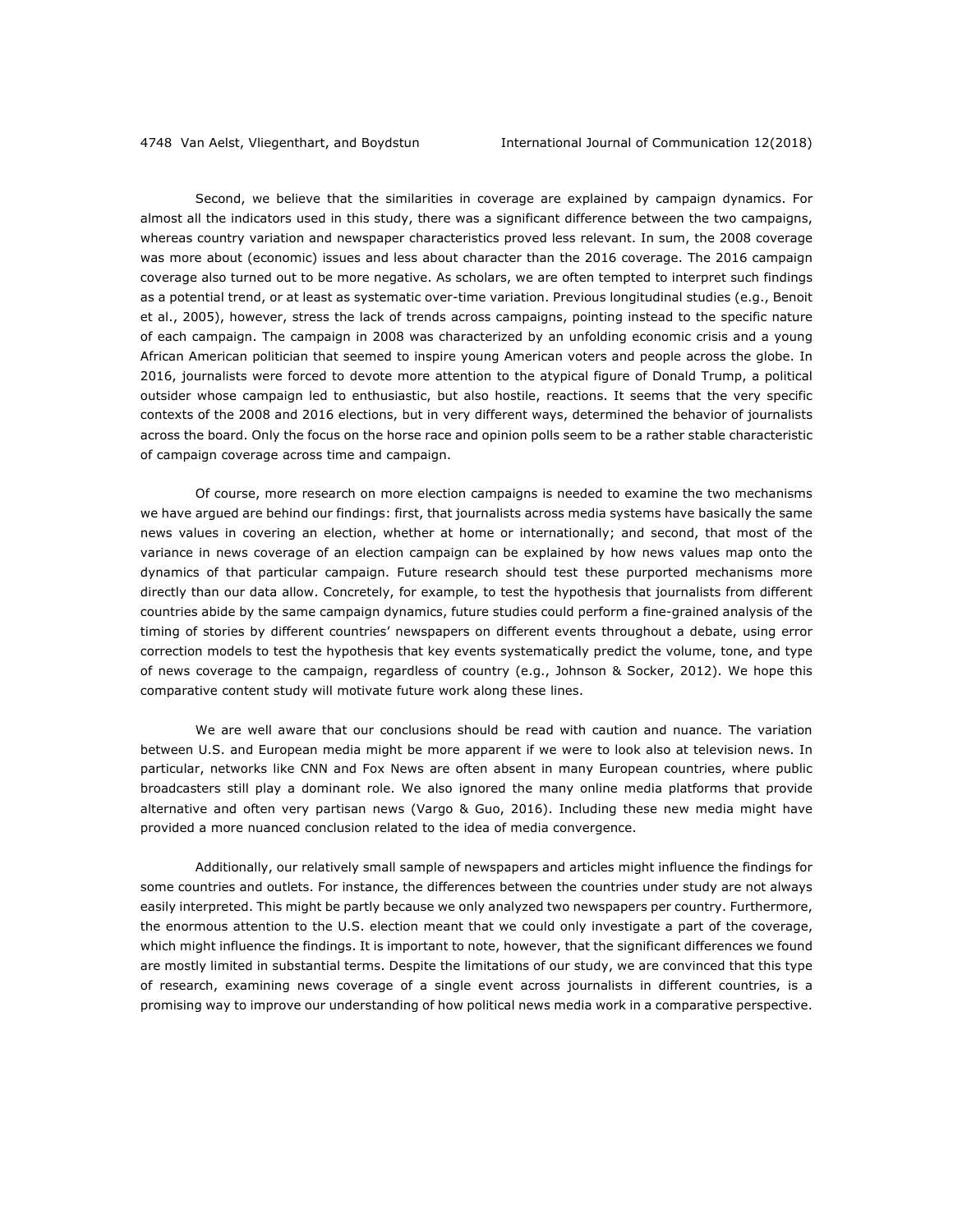Second, we believe that the similarities in coverage are explained by campaign dynamics. For almost all the indicators used in this study, there was a significant difference between the two campaigns, whereas country variation and newspaper characteristics proved less relevant. In sum, the 2008 coverage was more about (economic) issues and less about character than the 2016 coverage. The 2016 campaign coverage also turned out to be more negative. As scholars, we are often tempted to interpret such findings as a potential trend, or at least as systematic over-time variation. Previous longitudinal studies (e.g., Benoit et al., 2005), however, stress the lack of trends across campaigns, pointing instead to the specific nature of each campaign. The campaign in 2008 was characterized by an unfolding economic crisis and a young African American politician that seemed to inspire young American voters and people across the globe. In 2016, journalists were forced to devote more attention to the atypical figure of Donald Trump, a political outsider whose campaign led to enthusiastic, but also hostile, reactions. It seems that the very specific contexts of the 2008 and 2016 elections, but in very different ways, determined the behavior of journalists across the board. Only the focus on the horse race and opinion polls seem to be a rather stable characteristic of campaign coverage across time and campaign.

Of course, more research on more election campaigns is needed to examine the two mechanisms we have argued are behind our findings: first, that journalists across media systems have basically the same news values in covering an election, whether at home or internationally; and second, that most of the variance in news coverage of an election campaign can be explained by how news values map onto the dynamics of that particular campaign. Future research should test these purported mechanisms more directly than our data allow. Concretely, for example, to test the hypothesis that journalists from different countries abide by the same campaign dynamics, future studies could perform a fine-grained analysis of the timing of stories by different countries' newspapers on different events throughout a debate, using error correction models to test the hypothesis that key events systematically predict the volume, tone, and type of news coverage to the campaign, regardless of country (e.g., Johnson & Socker, 2012). We hope this comparative content study will motivate future work along these lines.

We are well aware that our conclusions should be read with caution and nuance. The variation between U.S. and European media might be more apparent if we were to look also at television news. In particular, networks like CNN and Fox News are often absent in many European countries, where public broadcasters still play a dominant role. We also ignored the many online media platforms that provide alternative and often very partisan news (Vargo & Guo, 2016). Including these new media might have provided a more nuanced conclusion related to the idea of media convergence.

Additionally, our relatively small sample of newspapers and articles might influence the findings for some countries and outlets. For instance, the differences between the countries under study are not always easily interpreted. This might be partly because we only analyzed two newspapers per country. Furthermore, the enormous attention to the U.S. election meant that we could only investigate a part of the coverage, which might influence the findings. It is important to note, however, that the significant differences we found are mostly limited in substantial terms. Despite the limitations of our study, we are convinced that this type of research, examining news coverage of a single event across journalists in different countries, is a promising way to improve our understanding of how political news media work in a comparative perspective.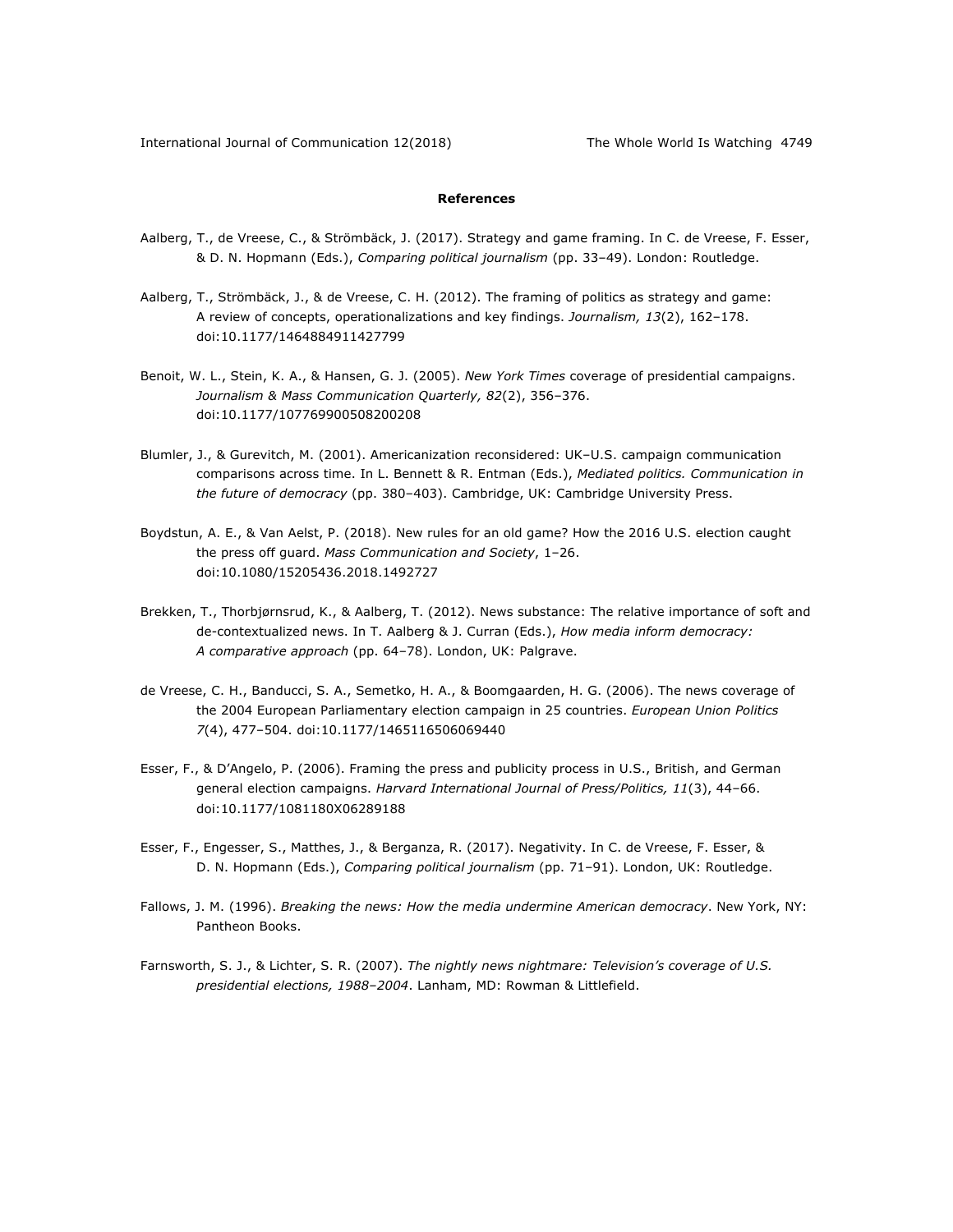## References

Aalberg, T., de Vreese, C., & Strömbäck, J. (2017). Strategy and game framing. In C. de Vreese, F. Esser, & D. N. Hopmann (Eds.), *Comparing political journalism* (pp. 33–49). London: Routledge.

Aalberg, T., Strömbäck, J., & de Vreese, C. H. (2012). The framing of politics as strategy and game: A review of concepts, operationalizations and key findings. *Journalism, 13*(2), 162–178. doi:10.1177/1464884911427799

Benoit, W. L., Stein, K. A., & Hansen, G. J. (2005). *New York Times* coverage of presidential campaigns. *Journalism & Mass Communication Quarterly, 82*(2), 356–376. doi:10.1177/107769900508200208

Blumler, J., & Gurevitch, M. (2001). Americanization reconsidered: UK–U.S. campaign communication comparisons across time. In L. Bennett & R. Entman (Eds.), *Mediated politics. Communication in the future of democracy* (pp. 380–403). Cambridge, UK: Cambridge University Press.

Boydstun, A. E., & Van Aelst, P. (2018). New rules for an old game? How the 2016 U.S. election caught the press off guard. *Mass Communication and Society*, 1–26. doi:10.1080/15205436.2018.1492727

Brekken, T., Thorbjørnsrud, K., & Aalberg, T. (2012). News substance: The relative importance of soft and de-contextualized news. In T. Aalberg & J. Curran (Eds.), *How media inform democracy: A comparative approach* (pp. 64–78). London, UK: Palgrave.

de Vreese, C. H., Banducci, S. A., Semetko, H. A., & Boomgaarden, H. G. (2006). The news coverage of the 2004 European Parliamentary election campaign in 25 countries. *European Union Politics 7*(4), 477–504. doi:10.1177/1465116506069440

Esser, F., & D'Angelo, P. (2006). Framing the press and publicity process in U.S., British, and German general election campaigns. *Harvard International Journal of Press/Politics, 11*(3), 44–66. doi:10.1177/1081180X06289188

Esser, F., Engesser, S., Matthes, J., & Berganza, R. (2017). Negativity. In C. de Vreese, F. Esser, & D. N. Hopmann (Eds.), *Comparing political journalism* (pp. 71–91). London, UK: Routledge.

Fallows, J. M. (1996). *Breaking the news: How the media undermine American democracy*. New York, NY: Pantheon Books.

Farnsworth, S. J., & Lichter, S. R. (2007). *The nightly news nightmare: Television's coverage of U.S. presidential elections, 1988–2004*. Lanham, MD: Rowman & Littlefield.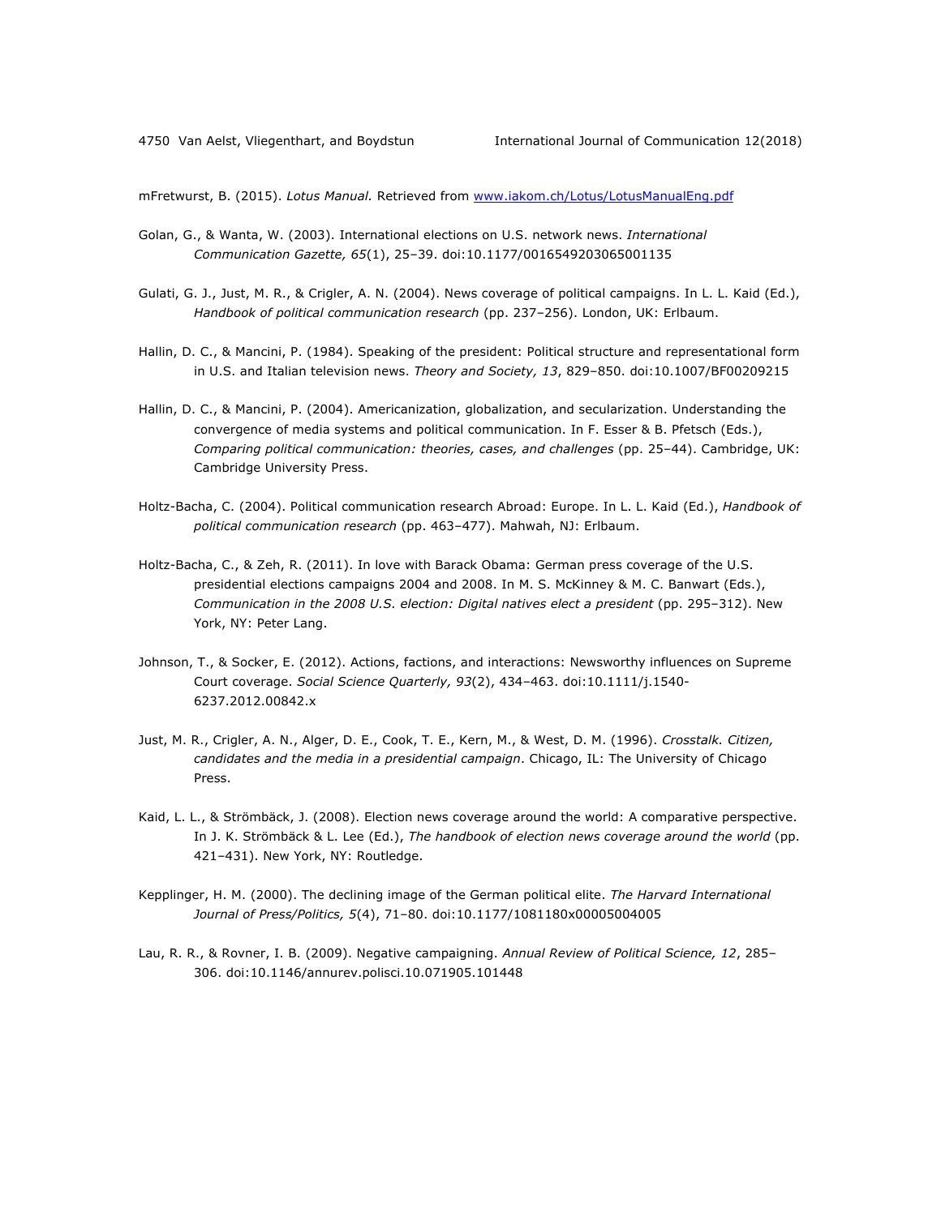mFretwurst, B. (2015). *Lotus Manual.* Retrieved from [www.iakom.ch/Lotus/LotusManualEng.pdf](www.iakom.ch/Lotus/LotusManualEng.pdf)

Golan, G., & Wanta, W. (2003). International elections on U.S. network news. *International Communication Gazette, 65*(1), 25–39. doi:10.1177/0016549203065001135

Gulati, G. J., Just, M. R., & Crigler, A. N. (2004). News coverage of political campaigns. In L. L. Kaid (Ed.), *Handbook of political communication research* (pp. 237–256). London, UK: Erlbaum.

Hallin, D. C., & Mancini, P. (1984). Speaking of the president: Political structure and representational form in U.S. and Italian television news. *Theory and Society, 13*, 829–850. doi:10.1007/BF00209215

Hallin, D. C., & Mancini, P. (2004). Americanization, globalization, and secularization. Understanding the convergence of media systems and political communication. In F. Esser & B. Pfetsch (Eds.), *Comparing political communication: theories, cases, and challenges* (pp. 25–44). Cambridge, UK: Cambridge University Press.

Holtz-Bacha, C. (2004). Political communication research Abroad: Europe. In L. L. Kaid (Ed.), *Handbook of political communication research* (pp. 463–477). Mahwah, NJ: Erlbaum.

Holtz-Bacha, C., & Zeh, R. (2011). In love with Barack Obama: German press coverage of the U.S. presidential elections campaigns 2004 and 2008. In M. S. McKinney & M. C. Banwart (Eds.), *Communication in the 2008 U.S. election: Digital natives elect a president* (pp. 295–312). New York, NY: Peter Lang.

Johnson, T., & Socker, E. (2012). Actions, factions, and interactions: Newsworthy influences on Supreme Court coverage. *Social Science Quarterly, 93*(2), 434–463. doi:10.1111/j.1540-6237.2012.00842.x

Just, M. R., Crigler, A. N., Alger, D. E., Cook, T. E., Kern, M., & West, D. M. (1996). *Crosstalk. Citizen, candidates and the media in a presidential campaign*. Chicago, IL: The University of Chicago Press.

Kaid, L. L., & Strömbäck, J. (2008). Election news coverage around the world: A comparative perspective. In J. K. Strömbäck & L. Lee (Ed.), *The handbook of election news coverage around the world* (pp. 421–431). New York, NY: Routledge.

Kepplinger, H. M. (2000). The declining image of the German political elite. *The Harvard International Journal of Press/Politics, 5*(4), 71–80. doi:10.1177/1081180x00005004005

Lau, R. R., & Rovner, I. B. (2009). Negative campaigning. *Annual Review of Political Science, 12*, 285–306. doi:10.1146/annurev.polisci.10.071905.101448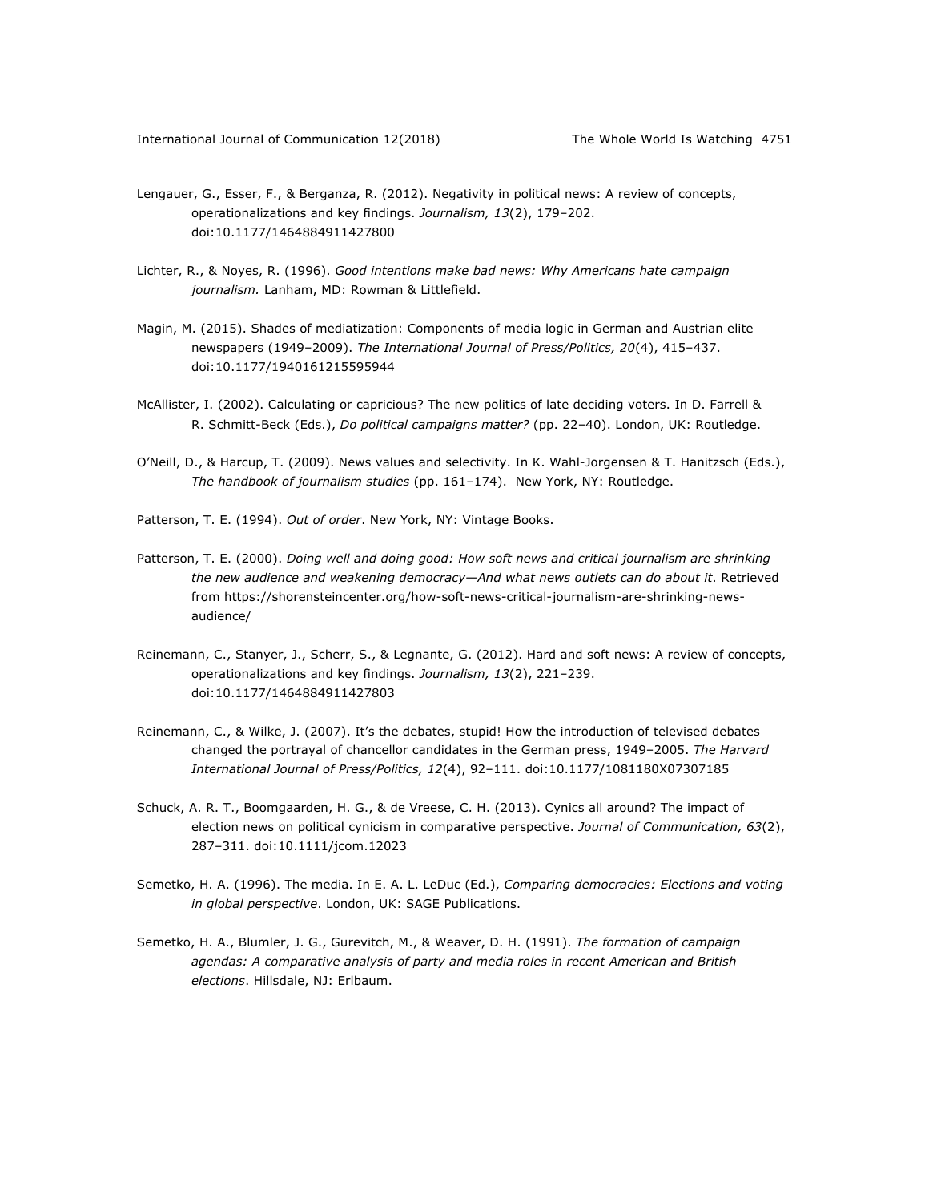Lengauer, G., Esser, F., & Berganza, R. (2012). Negativity in political news: A review of concepts, operationalizations and key findings. *Journalism, 13*(2), 179–202. doi:10.1177/1464884911427800

Lichter, R., & Noyes, R. (1996). *Good intentions make bad news: Why Americans hate campaign journalism.* Lanham, MD: Rowman & Littlefield.

Magin, M. (2015). Shades of mediatization: Components of media logic in German and Austrian elite newspapers (1949–2009). *The International Journal of Press/Politics, 20*(4), 415–437. doi:10.1177/1940161215595944

McAllister, I. (2002). Calculating or capricious? The new politics of late deciding voters. In D. Farrell & R. Schmitt-Beck (Eds.), *Do political campaigns matter?* (pp. 22–40). London, UK: Routledge.

O'Neill, D., & Harcup, T. (2009). News values and selectivity. In K. Wahl-Jorgensen & T. Hanitzsch (Eds.), *The handbook of journalism studies* (pp. 161–174). New York, NY: Routledge.

Patterson, T. E. (1994). *Out of order*. New York, NY: Vintage Books.

Patterson, T. E. (2000). *Doing well and doing good: How soft news and critical journalism are shrinking the new audience and weakening democracy—And what news outlets can do about it*. Retrieved from https://shorensteincenter.org/how-soft-news-critical-journalism-are-shrinking-news-audience/

Reinemann, C., Stanyer, J., Scherr, S., & Legnante, G. (2012). Hard and soft news: A review of concepts, operationalizations and key findings. *Journalism, 13*(2), 221–239. doi:10.1177/1464884911427803

Reinemann, C., & Wilke, J. (2007). It's the debates, stupid! How the introduction of televised debates changed the portrayal of chancellor candidates in the German press, 1949–2005. *The Harvard International Journal of Press/Politics, 12*(4), 92–111. doi:10.1177/1081180X07307185

Schuck, A. R. T., Boomgaarden, H. G., & de Vreese, C. H. (2013). Cynics all around? The impact of election news on political cynicism in comparative perspective. *Journal of Communication, 63*(2), 287–311. doi:10.1111/jcom.12023

Semetko, H. A. (1996). The media. In E. A. L. LeDuc (Ed.), *Comparing democracies: Elections and voting in global perspective*. London, UK: SAGE Publications.

Semetko, H. A., Blumler, J. G., Gurevitch, M., & Weaver, D. H. (1991). *The formation of campaign agendas: A comparative analysis of party and media roles in recent American and British elections*. Hillsdale, NJ: Erlbaum.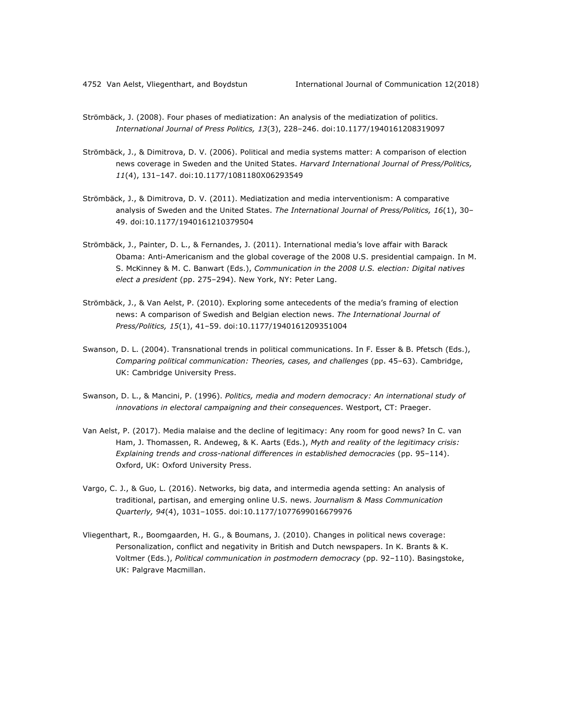Strömbäck, J. (2008). Four phases of mediatization: An analysis of the mediatization of politics. *International Journal of Press Politics, 13*(3), 228–246. doi:10.1177/1940161208319097

Strömbäck, J., & Dimitrova, D. V. (2006). Political and media systems matter: A comparison of election news coverage in Sweden and the United States. *Harvard International Journal of Press/Politics, 11*(4), 131–147. doi:10.1177/1081180X06293549

Strömbäck, J., & Dimitrova, D. V. (2011). Mediatization and media interventionism: A comparative analysis of Sweden and the United States. *The International Journal of Press/Politics, 16*(1), 30–49. doi:10.1177/1940161210379504

Strömbäck, J., Painter, D. L., & Fernandes, J. (2011). International media's love affair with Barack Obama: Anti-Americanism and the global coverage of the 2008 U.S. presidential campaign. In M. S. McKinney & M. C. Banwart (Eds.), *Communication in the 2008 U.S. election: Digital natives elect a president* (pp. 275–294). New York, NY: Peter Lang.

Strömbäck, J., & Van Aelst, P. (2010). Exploring some antecedents of the media's framing of election news: A comparison of Swedish and Belgian election news. *The International Journal of Press/Politics, 15*(1), 41–59. doi:10.1177/1940161209351004

Swanson, D. L. (2004). Transnational trends in political communications. In F. Esser & B. Pfetsch (Eds.), *Comparing political communication: Theories, cases, and challenges* (pp. 45–63). Cambridge, UK: Cambridge University Press.

Swanson, D. L., & Mancini, P. (1996). *Politics, media and modern democracy: An international study of innovations in electoral campaigning and their consequences*. Westport, CT: Praeger.

Van Aelst, P. (2017). Media malaise and the decline of legitimacy: Any room for good news? In C. van Ham, J. Thomassen, R. Andeweg, & K. Aarts (Eds.), *Myth and reality of the legitimacy crisis: Explaining trends and cross-national differences in established democracies* (pp. 95–114). Oxford, UK: Oxford University Press.

Vargo, C. J., & Guo, L. (2016). Networks, big data, and intermedia agenda setting: An analysis of traditional, partisan, and emerging online U.S. news. *Journalism & Mass Communication Quarterly, 94*(4), 1031–1055. doi:10.1177/1077699016679976

Vliegenthart, R., Boomgaarden, H. G., & Boumans, J. (2010). Changes in political news coverage: Personalization, conflict and negativity in British and Dutch newspapers. In K. Brants & K. Voltmer (Eds.), *Political communication in postmodern democracy* (pp. 92–110). Basingstoke, UK: Palgrave Macmillan.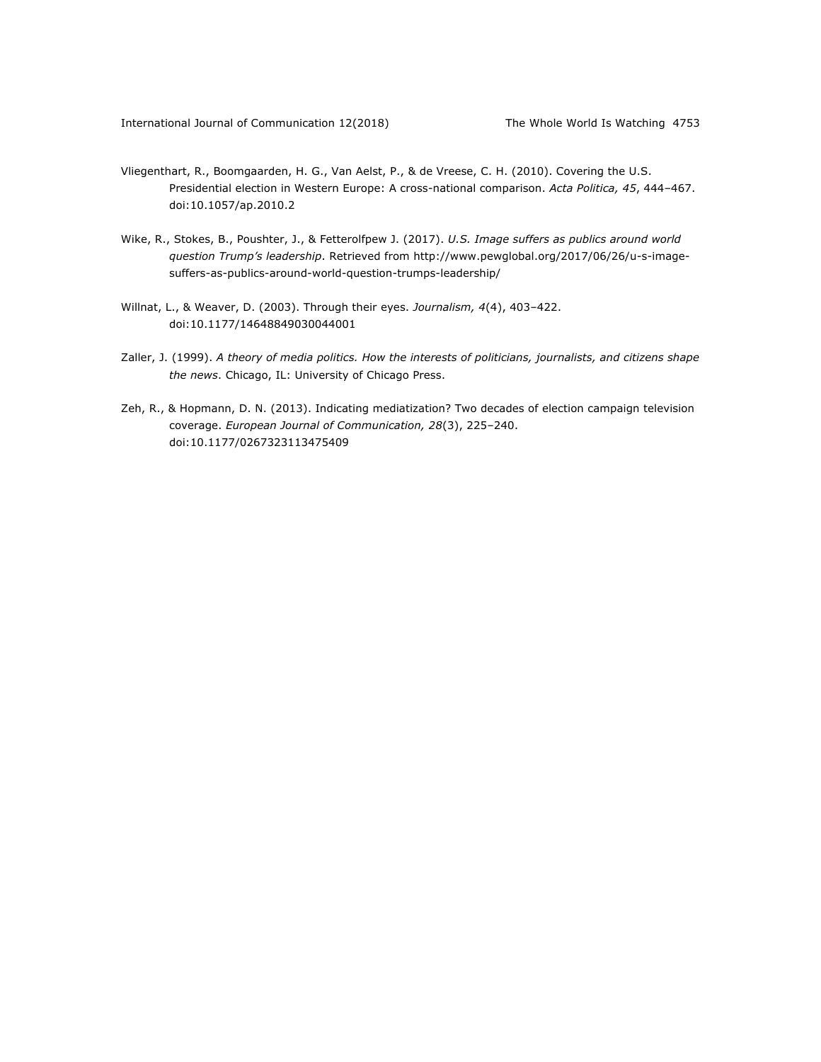Vliegenthart, R., Boomgaarden, H. G., Van Aelst, P., & de Vreese, C. H. (2010). Covering the U.S. Presidential election in Western Europe: A cross-national comparison. *Acta Politica, 45*, 444–467. doi:10.1057/ap.2010.2

Wike, R., Stokes, B., Poushter, J., & Fetterolfpew J. (2017). *U.S. Image suffers as publics around world question Trump's leadership*. Retrieved from http://www.pewglobal.org/2017/06/26/u-s-image-suffers-as-publics-around-world-question-trumps-leadership/

Willnat, L., & Weaver, D. (2003). Through their eyes. *Journalism, 4*(4), 403–422. doi:10.1177/14648849030044001

Zaller, J. (1999). *A theory of media politics. How the interests of politicians, journalists, and citizens shape the news*. Chicago, IL: University of Chicago Press.

Zeh, R., & Hopmann, D. N. (2013). Indicating mediatization? Two decades of election campaign television coverage. *European Journal of Communication, 28*(3), 225–240. doi:10.1177/0267323113475409